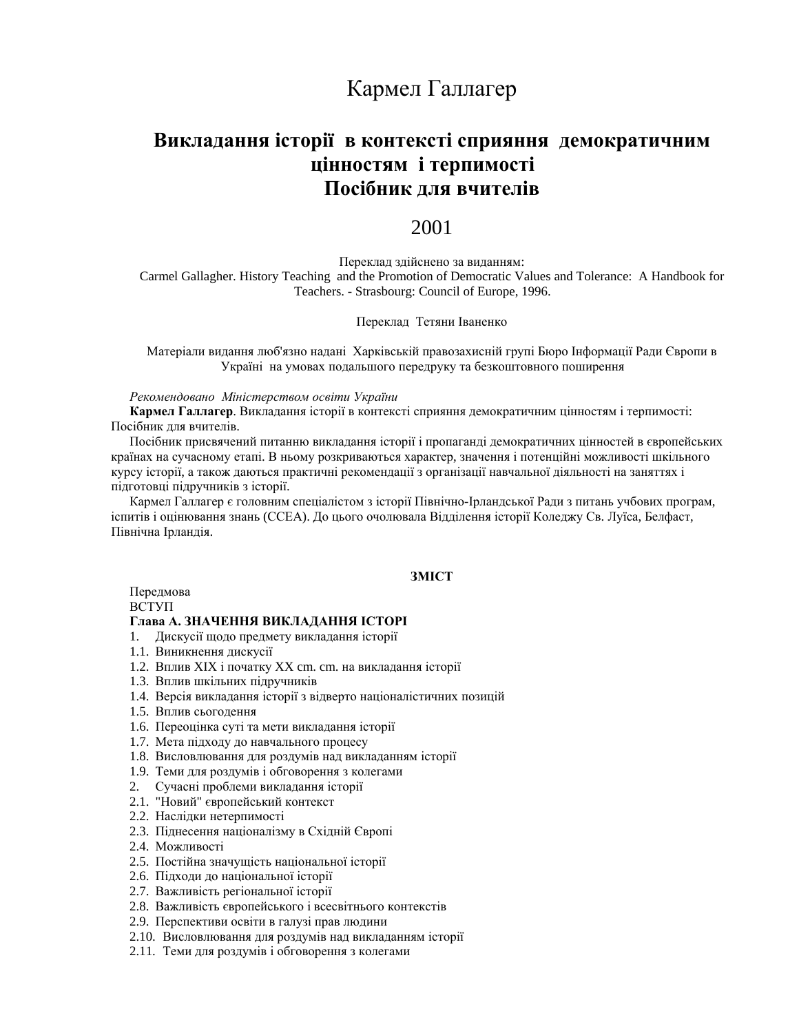# Кармел Галлагер

## Викладання історії в контексті сприяння демократичним цінностям і терпимості
## Посібник для вчителів

2001

Переклад здійснено за виданням:
Carmel Gallagher. History Teaching and the Promotion of Democratic Values and Tolerance: A Handbook for Teachers. - Strasbourg: Council of Europe, 1996.

Переклад Тетяни Іваненко

Матеріали видання люб'язно надані Харківській правозахисній групі Бюро Інформації Ради Європи в Україні на умовах подальшого передруку та безкоштовного поширення

*Рекомендовано Міністерством освіти України*

**Кармел Галлагер**. Викладання історії в контексті сприяння демократичним цінностям і терпимості: Посібник для вчителів.

Посібник присвячений питанню викладання історії і пропаганді демократичних цінностей в європейських країнах на сучасному етапі. В ньому розкриваються характер, значення і потенційні можливості шкільного курсу історії, а також даються практичні рекомендації з організації навчальної діяльності на заняттях і підготовці підручників з історії.

Кармел Галлагер є головним спеціалістом з історії Північно-Ірландської Ради з питань учбових програм, іспитів і оцінювання знань (CCEA). До цього очолювала Відділення історії Коледжу Св. Луїса, Белфаст, Північна Ірландія.

**ЗМІСТ**

Передмова
ВСТУП
**Глава А. ЗНАЧЕННЯ ВИКЛАДАННЯ ІСТОРІ**
1. Дискусії щодо предмету викладання історії
1.1. Виникнення дискусії
1.2. Вплив XIX і початку XX ст. ст. на викладання історії
1.3. Вплив шкільних підручників
1.4. Версія викладання історії з відверто націоналістичних позицій
1.5. Вплив сьогодення
1.6. Переоцінка суті та мети викладання історії
1.7. Мета підходу до навчального процесу
1.8. Висловлювання для роздумів над викладанням історії
1.9. Теми для роздумів і обговорення з колегами
2. Сучасні проблеми викладання історії
2.1. "Новий" європейський контекст
2.2. Наслідки нетерпимості
2.3. Піднесення націоналізму в Східній Європі
2.4. Можливості
2.5. Постійна значущість національної історії
2.6. Підходи до національної історії
2.7. Важливість регіональної історії
2.8. Важливість європейського і всесвітнього контекстів
2.9. Перспективи освіти в галузі прав людини
2.10. Висловлювання для роздумів над викладанням історії
2.11. Теми для роздумів і обговорення з колегами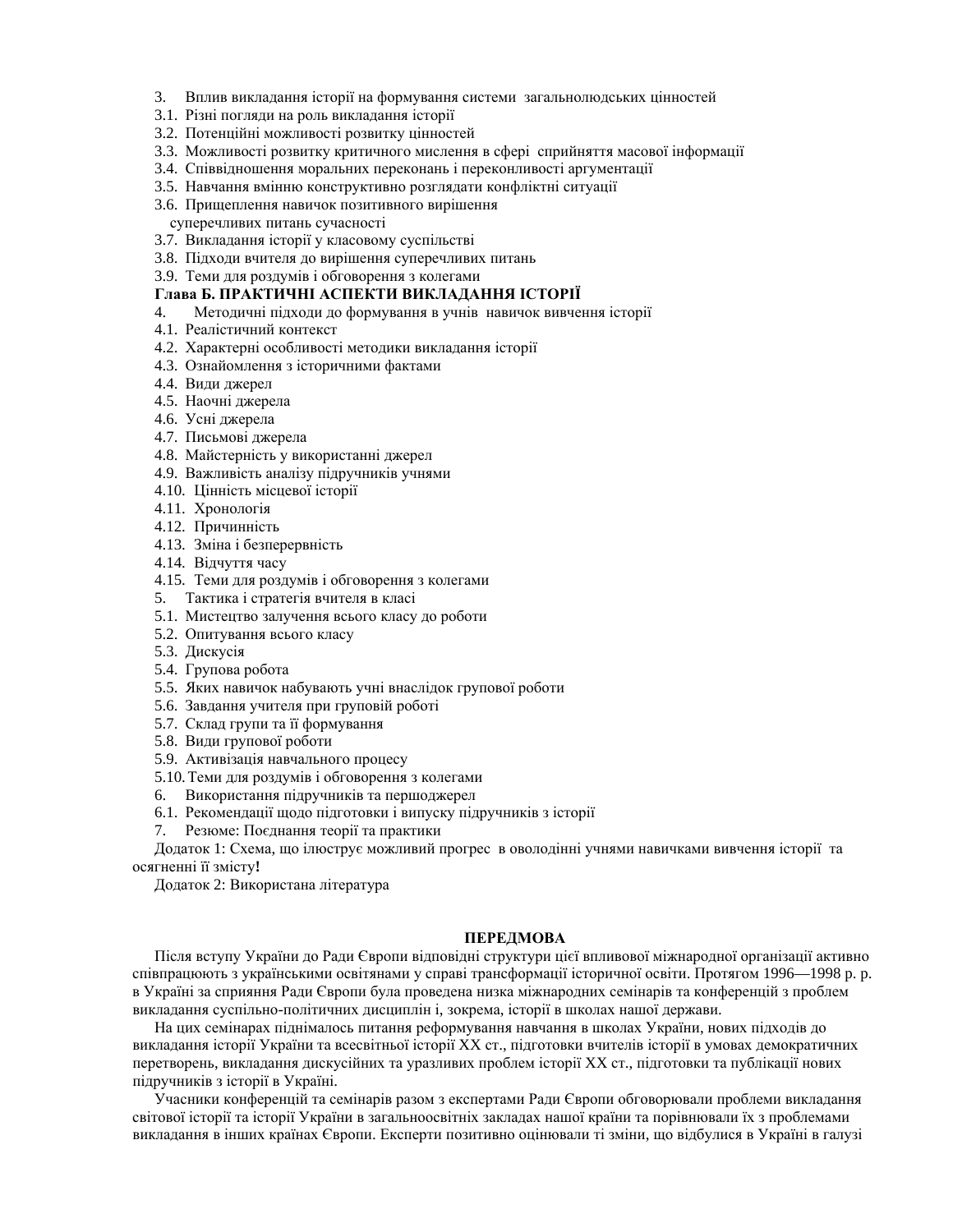3. Вплив викладання історії на формування системи загальнолюдських цінностей
3.1. Різні погляди на роль викладання історії
3.2. Потенційні можливості розвитку цінностей
3.3. Можливості розвитку критичного мислення в сфері сприйняття масової інформації
3.4. Співвідношення моральних переконань і переконливості аргументації
3.5. Навчання вмінню конструктивно розглядати конфліктні ситуації
3.6. Прищеплення навичок позитивного вирішення суперечливих питань сучасності
3.7. Викладання історії у класовому суспільстві
3.8. Підходи вчителя до вирішення суперечливих питань
3.9. Теми для роздумів і обговорення з колегами

**Глава Б. ПРАКТИЧНІ АСПЕКТИ ВИКЛАДАННЯ ІСТОРІЇ**

4. Методичні підходи до формування в учнів навичок вивчення історії
4.1. Реалістичний контекст
4.2. Характерні особливості методики викладання історії
4.3. Ознайомлення з історичними фактами
4.4. Види джерел
4.5. Наочні джерела
4.6. Усні джерела
4.7. Письмові джерела
4.8. Майстерність у використанні джерел
4.9. Важливість аналізу підручників учнями
4.10. Цінність місцевої історії
4.11. Хронологія
4.12. Причинність
4.13. Зміна і безперервність
4.14. Відчуття часу
4.15. Теми для роздумів і обговорення з колегами
5. Тактика і стратегія вчителя в класі
5.1. Мистецтво залучення всього класу до роботи
5.2. Опитування всього класу
5.3. Дискусія
5.4. Групова робота
5.5. Яких навичок набувають учні внаслідок групової роботи
5.6. Завдання учителя при груповій роботі
5.7. Склад групи та її формування
5.8. Види групової роботи
5.9. Активізація навчального процесу
5.10. Теми для роздумів і обговорення з колегами
6. Використання підручників та першоджерел
6.1. Рекомендації щодо підготовки і випуску підручників з історії
7. Резюме: Поєднання теорії та практики

Додаток 1: Схема, що ілюструє можливий прогрес в оволодінні учнями навичками вивчення історії та осягненні її змісту**!**

Додаток 2: Використана література

## ПЕРЕДМОВА

Після вступу України до Ради Європи відповідні структури цієї впливової міжнародної організації активно співпрацюють з українськими освітянами у справі трансформації історичної освіти. Протягом 1996—1998 р. р. в Україні за сприяння Ради Європи була проведена низка міжнародних семінарів та конференцій з проблем викладання суспільно-політичних дисциплін і, зокрема, історії в школах нашої держави.

На цих семінарах піднімалось питання реформування навчання в школах України, нових підходів до викладання історії України та всесвітньої історії XX ст., підготовки вчителів історії в умовах демократичних перетворень, викладання дискусійних та уразливих проблем історії XX ст., підготовки та публікації нових підручників з історії в Україні.

Учасники конференцій та семінарів разом з експертами Ради Європи обговорювали проблеми викладання світової історії та історії України в загальноосвітніх закладах нашої країни та порівнювали їх з проблемами викладання в інших країнах Європи. Експерти позитивно оцінювали ті зміни, що відбулися в Україні в галузі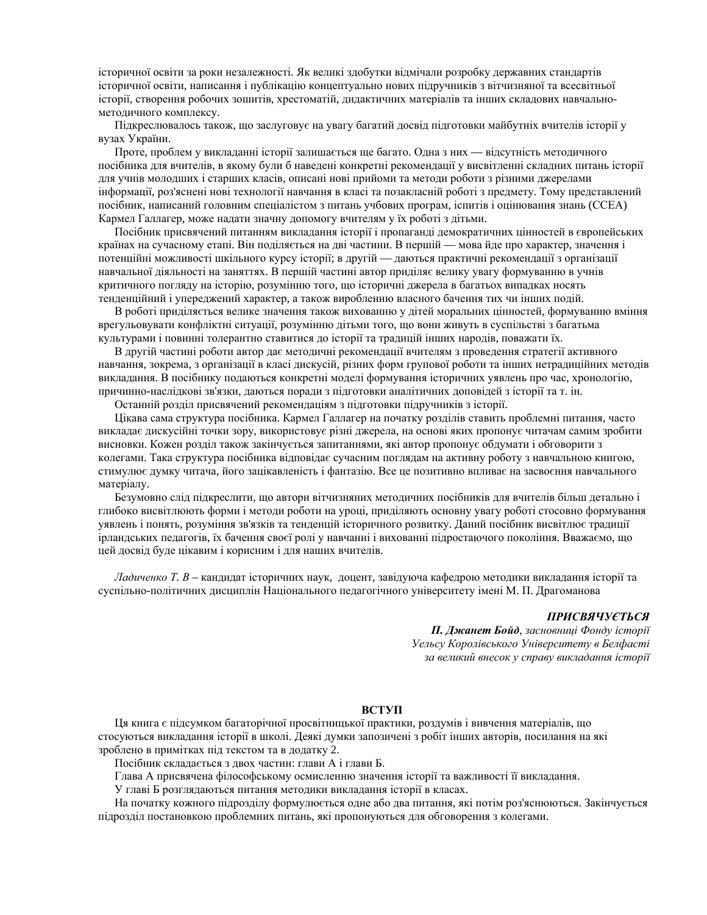історичної освіти за роки незалежності. Як великі здобутки відмічали розробку державних стандартів історичної освіти, написання і публікацію концептуально нових підручників з вітчизняної та всесвітньої історії, створення робочих зошитів, хрестоматій, дидактичних матеріалів та інших складових навчально-методичного комплексу.

Підкреслювалось також, що заслуговує на увагу багатий досвід підготовки майбутніх вчителів історії у вузах України.

Проте, проблем у викладанні історії залишається ще багато. Одна з них — відсутність методичного посібника для вчителів, в якому були б наведені конкретні рекомендації у висвітленні складних питань історії для учнів молодших і старших класів, описані нові прийоми та методи роботи з різними джерелами інформації, роз'яснені нові технології навчання в класі та позакласній роботі з предмету. Тому представлений посібник, написаний головним спеціалістом з питань учбових програм, іспитів і оцінювання знань (CCEA) Кармел Галлагер, може надати значну допомогу вчителям у їх роботі з дітьми.

Посібник присвячений питанням викладання історії і пропаганді демократичних цінностей в європейських країнах на сучасному етапі. Він поділяється на дві частини. В першій — мова йде про характер, значення і потенційні можливості шкільного курсу історії; в другій — даються практичні рекомендації з організації навчальної діяльності на заняттях. В першій частині автор приділяє велику увагу формуванню в учнів критичного погляду на історію, розумінню того, що історичні джерела в багатьох випадках носять тенденційний і упереджений характер, а також виробленню власного бачення тих чи інших подій.

В роботі приділяється велике значення також вихованню у дітей моральних цінностей, формуванню вміння врегульовувати конфліктні ситуації, розумінню дітьми того, що вони живуть в суспільстві з багатьма культурами і повинні толерантно ставитися до історії та традицій інших народів, поважати їх.

В другій частині роботи автор дає методичні рекомендації вчителям з проведення стратегії активного навчання, зокрема, з організації в класі дискусій, різних форм групової роботи та інших нетрадиційних методів викладання. В посібнику подаються конкретні моделі формування історичних уявлень про час, хронологію, причинно-наслідкові зв'язки, даються поради з підготовки аналітичних доповідей з історії та т. ін.

Останній розділ присвячений рекомендаціям з підготовки підручників з історії.

Цікава сама структура посібника. Кармел Галлагер на початку розділів ставить проблемні питання, часто викладає дискусійні точки зору, використовує різні джерела, на основі яких пропонує читачам самим зробити висновки. Кожен розділ також закінчується запитаннями, які автор пропонує обдумати і обговорити з колегами. Така структура посібника відповідає сучасним поглядам на активну роботу з навчальною книгою, стимулює думку читача, його зацікавленість і фантазію. Все це позитивно впливає на засвоєння навчального матеріалу.

Безумовно слід підкреслити, що автори вітчизняних методичних посібників для вчителів більш детально і глибоко висвітлюють форми і методи роботи на уроці, приділяють основну увагу роботі стосовно формування уявлень і понять, розуміння зв'язків та тенденцій історичного розвитку. Даний посібник висвітлює традиції ірландських педагогів, їх бачення своєї ролі у навчанні і вихованні підростаючого покоління. Вважаємо, що цей досвід буде цікавим і корисним і для наших вчителів.

*Ладиченко Т. В* – кандидат історичних наук, доцент, завідуюча кафедрою методики викладання історії та суспільно-політичних дисциплін Національного педагогічного університету імені М. П. Драгоманова

***ПРИСВЯЧУЄТЬСЯ***

***П. Джанет Бойд**, засновниці Фонду історії Уельсу Королівського Університету в Белфасті за великий внесок у справу викладання історії*

## ВСТУП

Ця книга є підсумком багаторічної просвітницької практики, роздумів і вивчення матеріалів, що стосуються викладання історії в школі. Деякі думки запозичені з робіт інших авторів, посилання на які зроблено в примітках під текстом та в додатку 2.

Посібник складається з двох частин: глави А і глави Б.

Глава А присвячена філософському осмисленню значення історії та важливості її викладання.

У главі Б розглядаються питання методики викладання історії в класах.

На початку кожного підрозділу формулюється одне або два питання, які потім роз'яснюються. Закінчується підрозділ постановкою проблемних питань, які пропонуються для обговорення з колегами.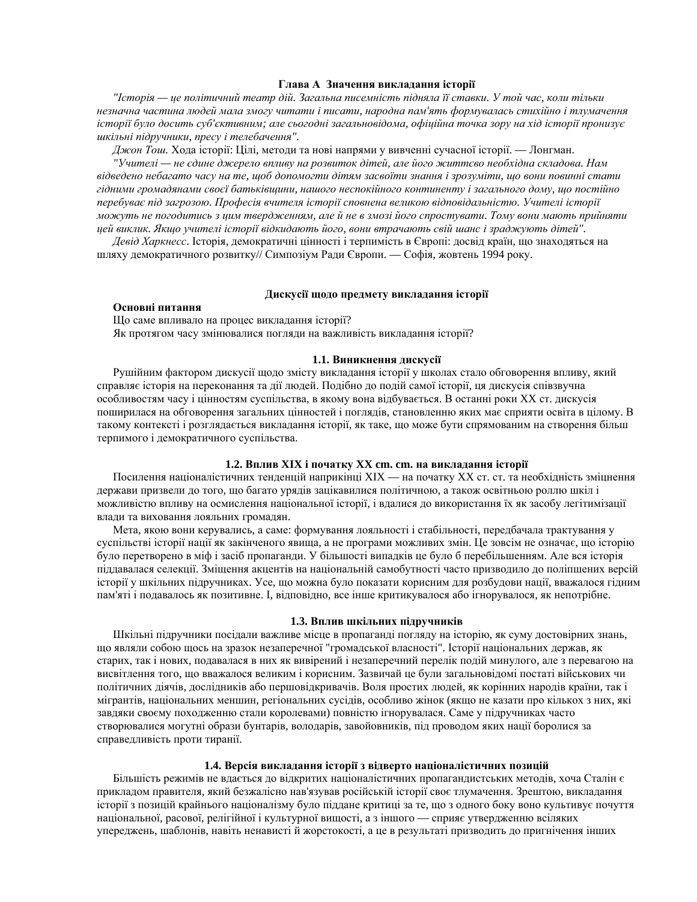## Глава А Значення викладання історії

*"Історія — це політичний театр дій. Загальна писемність підняла її ставки. У той час, коли тільки незначна частина людей мала змогу читати і писати, народна пам'ять формувалась стихійно і тлумачення історії було досить суб'єктивним; але сьогодні загальновідома, офіційна точка зору на хід історії пронизує шкільні підручники, пресу і телебачення".*

*Джон Тош.* Хода історії: Цілі, методи та нові напрями у вивченні сучасної історії. — Лонгман.

*"Учителі — не єдине джерело впливу на розвиток дітей, але його життєво необхідна складова. Нам відведено небагато часу на те, щоб допомогти дітям засвоїти знання і зрозуміти, що вони повинні стати гідними громадянами своєї батьківщини, нашого неспокійного континенту і загального дому, що постійно перебуває під загрозою. Професія вчителя історії сповнена великою відповідальністю. Учителі історії можуть не погодитись з цим твердженням, але й не в змозі його спростувати. Тому вони мають прийняти цей виклик. Якщо учителі історії відкидають його, вони втрачають свій шанс і зраджують дітей".*

*Девід Харкнесс*. Історія, демократичні цінності і терпимість в Європі: досвід країн, що знаходяться на шляху демократичного розвитку// Симпозіум Ради Європи. — Софія, жовтень 1994 року.

### Дискусії щодо предмету викладання історії

**Основні питання**

Що саме впливало на процес викладання історії?

Як протягом часу змінювалися погляди на важливість викладання історії?

#### 1.1. Виникнення дискусії

Рушійним фактором дискусії щодо змісту викладання історії у школах стало обговорення впливу, який справляє історія на переконання та дії людей. Подібно до подій самої історії, ця дискусія співзвучна особливостям часу і цінностям суспільства, в якому вона відбувається. В останні роки XX ст. дискусія поширилася на обговорення загальних цінностей і поглядів, становленню яких має сприяти освіта в цілому. В такому контексті і розглядається викладання історії, як таке, що може бути спрямованим на створення більш терпимого і демократичного суспільства.

#### 1.2. Вплив XIX і початку XX ст. ст. на викладання історії

Посилення націоналістичних тенденцій наприкінці XIX — на початку XX ст. ст. та необхідність зміцнення держави призвели до того, що багато урядів зацікавилися політичною, а також освітньою роллю шкіл і можливістю впливу на осмислення національної історії, і вдалися до використання їх як засобу легітимізації влади та виховання лояльних громадян.

Мета, якою вони керувались, а саме: формування лояльності і стабільності, передбачала трактування у суспільстві історії нації як закінченого явища, а не програми можливих змін. Це зовсім не означає, що історію було перетворено в міф і засіб пропаганди. У більшості випадків це було б перебільшенням. Але вся історія піддавалася селекції. Зміщення акцентів на національній самобутності часто призводило до поліпшених версій історії у шкільних підручниках. Усе, що можна було показати корисним для розбудови нації, вважалося гідним пам'яті і подавалось як позитивне. І, відповідно, все інше критикувалося або ігнорувалося, як непотрібне.

#### 1.3. Вплив шкільних підручників

Шкільні підручники посідали важливе місце в пропаганді погляду на історію, як суму достовірних знань, що являли собою щось на зразок незаперечної "громадської власності". Історії національних держав, як старих, так і нових, подавалася в них як вивірений і незаперечний перелік подій минулого, але з перевагою на висвітлення того, що вважалося великим і корисним. Зазвичай це були загальновідомі постаті військових чи політичних діячів, дослідників або першовідкривачів. Воля простих людей, як корінних народів країни, так і мігрантів, національних меншин, регіональних сусідів, особливо жінок (якщо не казати про кількох з них, які завдяки своєму походженню стали королевами) повністю ігнорувалася. Саме у підручниках часто створювалися могутні образи бунтарів, володарів, завойовників, під проводом яких нації боролися за справедливість проти тиранії.

#### 1.4. Версія викладання історії з відверто націоналістичних позицій

Більшість режимів не вдається до відкритих націоналістичних пропагандистських методів, хоча Сталін є прикладом правителя, який безжалісно нав'язував російській історії своє тлумачення. Зрештою, викладання історії з позицій крайнього націоналізму було піддане критиці за те, що з одного боку воно культивує почуття національної, расової, релігійної і культурної вищості, а з іншого — сприяє утвердженню всіляких упереджень, шаблонів, навіть ненависті й жорстокості, а це в результаті призводить до пригнічення інших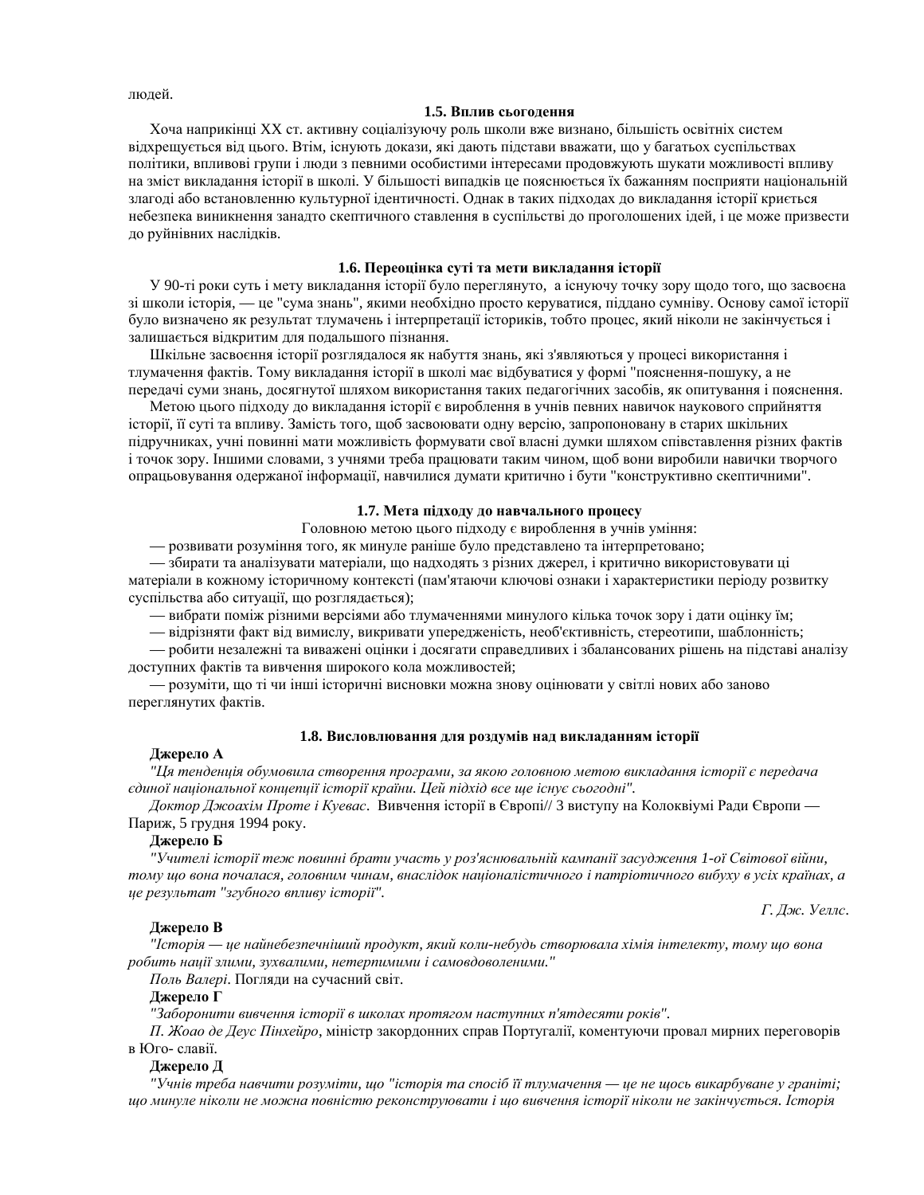людей.

### 1.5. Вплив сьогодення

Хоча наприкінці XX ст. активну соціалізуючу роль школи вже визнано, більшість освітніх систем відхрещується від цього. Втім, існують докази, які дають підстави вважати, що у багатьох суспільствах політики, впливові групи і люди з певними особистими інтересами продовжують шукати можливості впливу на зміст викладання історії в школі. У більшості випадків це пояснюється їх бажанням посприяти національній злагоді або встановленню культурної ідентичності. Однак в таких підходах до викладання історії криється небезпека виникнення занадто скептичного ставлення в суспільстві до проголошених ідей, і це може призвести до руйнівних наслідків.

### 1.6. Переоцінка суті та мети викладання історії

У 90-ті роки суть і мету викладання історії було переглянуто, а існуючу точку зору щодо того, що засвоєна зі школи історія, — це "сума знань", якими необхідно просто керуватися, піддано сумніву. Основу самої історії було визначено як результат тлумачень і інтерпретації істориків, тобто процес, який ніколи не закінчується і залишається відкритим для подальшого пізнання.

Шкільне засвоєння історії розглядалося як набуття знань, які з'являються у процесі використання і тлумачення фактів. Тому викладання історії в школі має відбуватися у формі "пояснення-пошуку, а не передачі суми знань, досягнутої шляхом використання таких педагогічних засобів, як опитування і пояснення.

Метою цього підходу до викладання історії є вироблення в учнів певних навичок наукового сприйняття історії, її суті та впливу. Замість того, щоб засвоювати одну версію, запропоновану в старих шкільних підручниках, учні повинні мати можливість формувати свої власні думки шляхом співставлення різних фактів і точок зору. Іншими словами, з учнями треба працювати таким чином, щоб вони виробили навички творчого опрацьовування одержаної інформації, навчилися думати критично і бути "конструктивно скептичними".

### 1.7. Мета підходу до навчального процесу

Головною метою цього підходу є вироблення в учнів уміння:

— розвивати розуміння того, як минуле раніше було представлено та інтерпретовано;

— збирати та аналізувати матеріали, що надходять з різних джерел, і критично використовувати ці матеріали в кожному історичному контексті (пам'ятаючи ключові ознаки і характеристики періоду розвитку суспільства або ситуації, що розглядається);

— вибрати поміж різними версіями або тлумаченнями минулого кілька точок зору і дати оцінку їм;

— відрізняти факт від вимислу, викривати упередженість, необ'єктивність, стереотипи, шаблонність;

— робити незалежні та виважені оцінки і досягати справедливих і збалансованих рішень на підставі аналізу доступних фактів та вивчення широкого кола можливостей;

— розуміти, що ті чи інші історичні висновки можна знову оцінювати у світлі нових або заново переглянутих фактів.

### 1.8. Висловлювання для роздумів над викладанням історії

**Джерело А**

*"Ця тенденція обумовила створення програми, за якою головною метою викладання історії є передача єдиної національної концепції історії країни. Цей підхід все ще існує сьогодні".*

*Доктор Джоахім Проте і Куевас*. Вивчення історії в Європі// З виступу на Колоквіумі Ради Європи — Париж, 5 грудня 1994 року.

**Джерело Б**

*"Учителі історії теж повинні брати участь у роз'яснювальній кампанії засудження 1-ої Світової війни, тому що вона почалася, головним чином, внаслідок націоналістичного і патріотичного вибуху в усіх країнах, а це результат "згубного впливу історії".*

*Г. Дж. Уеллс*.

**Джерело В**

*"Історія — це найнебезпечніший продукт, який коли-небудь створювала хімія інтелекту, тому що вона робить нації злими, зухвалими, нетерпимими і самовдоволеними."*

*Поль Валері*. Погляди на сучасний світ.

**Джерело Г**

*"Заборонити вивчення історії в школах протягом наступних п'ятдесяти років".*

*П. Жоао де Деус Пінхейро*, міністр закордонних справ Португалії, коментуючи провал мирних переговорів в Юго- славії.

**Джерело Д**

*"Учнів треба навчити розуміти, що "історія та спосіб її тлумачення — це не щось викарбуване у граніті; що минуле ніколи не можна повністю реконструювати і що вивчення історії ніколи не закінчується. Історія*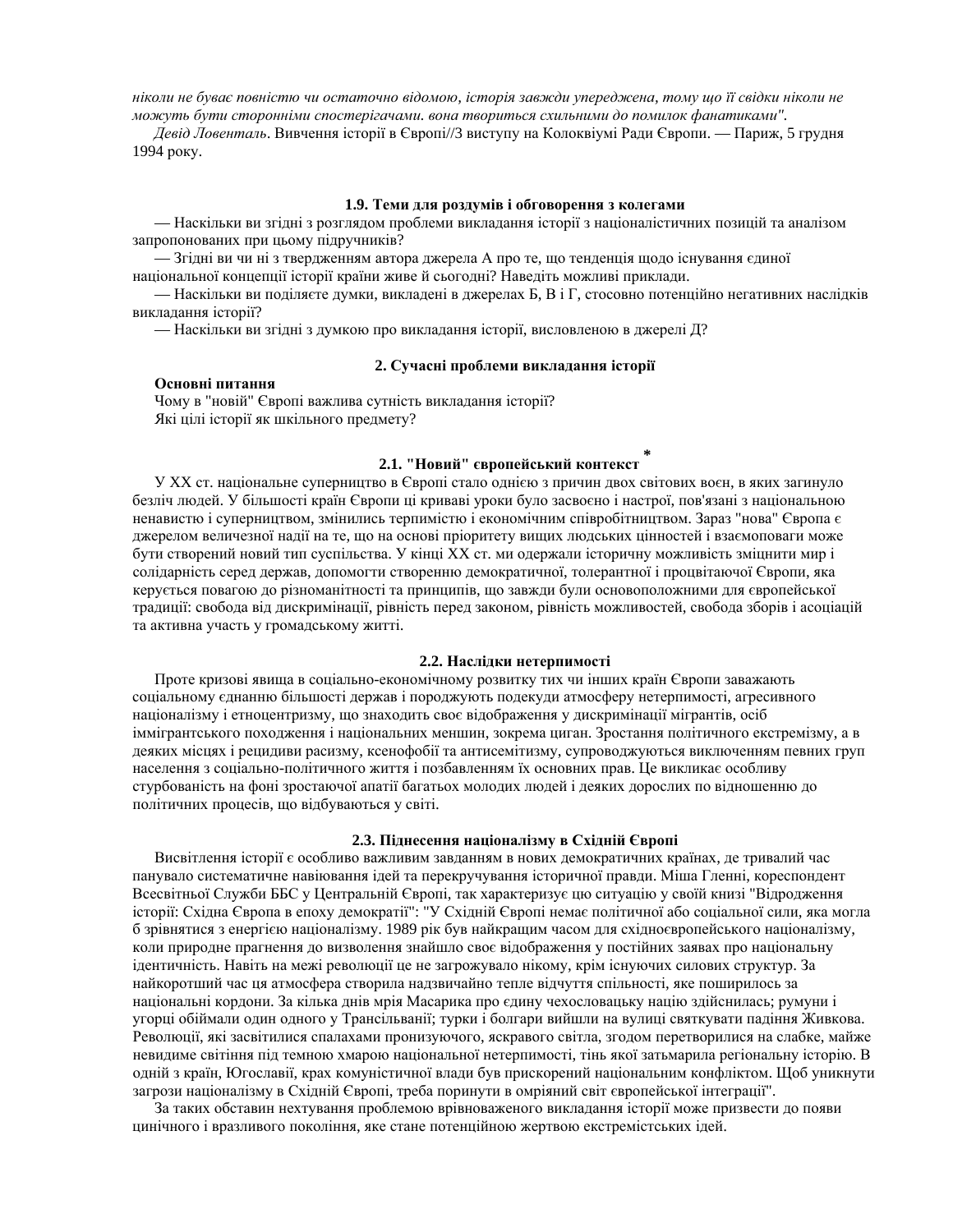*ніколи не буває повністю чи остаточно відомою, історія завжди упереджена, тому що її свідки ніколи не можуть бути сторонніми спостерігачами. вона твориться схильними до помилок фанатиками".*

*Девід Ловенталь*. Вивчення історії в Європі//З виступу на Колоквіумі Ради Європи. — Париж, 5 грудня 1994 року.

### 1.9. Теми для роздумів і обговорення з колегами

— Наскільки ви згідні з розглядом проблеми викладання історії з націоналістичних позицій та аналізом запропонованих при цьому підручників?

— Згідні ви чи ні з твердженням автора джерела А про те, що тенденція щодо існування єдиної національної концепції історії країни живе й сьогодні? Наведіть можливі приклади.

— Наскільки ви поділяєте думки, викладені в джерелах Б, В і Г, стосовно потенційно негативних наслідків викладання історії?

— Наскільки ви згідні з думкою про викладання історії, висловленою в джерелі Д?

## 2. Сучасні проблеми викладання історії

**Основні питання**

Чому в "новій" Європі важлива сутність викладання історії?

Які цілі історії як шкільного предмету?

### 2.1. "Новий" європейський контекст *

У XX ст. національне суперництво в Європі стало однією з причин двох світових воєн, в яких загинуло безліч людей. У більшості країн Європи ці криваві уроки було засвоєно і настрої, пов'язані з національною ненавистю і суперництвом, змінились терпимістю і економічним співробітництвом. Зараз "нова" Європа є джерелом величезної надії на те, що на основі пріоритету вищих людських цінностей і взаємоповаги може бути створений новий тип суспільства. У кінці XX ст. ми одержали історичну можливість зміцнити мир і солідарність серед держав, допомогти створенню демократичної, толерантної і процвітаючої Європи, яка керується повагою до різноманітності та принципів, що завжди були основоположними для європейської традиції: свобода від дискримінації, рівність перед законом, рівність можливостей, свобода зборів і асоціацій та активна участь у громадському житті.

### 2.2. Наслідки нетерпимості

Проте кризові явища в соціально-економічному розвитку тих чи інших країн Європи заважають соціальному єднанню більшості держав і породжують подекуди атмосферу нетерпимості, агресивного націоналізму і етноцентризму, що знаходить своє відображення у дискримінації мігрантів, осіб іммігрантського походження і національних меншин, зокрема циган. Зростання політичного екстремізму, а в деяких місцях і рецидиви расизму, ксенофобії та антисемітизму, супроводжуються виключенням певних груп населення з соціально-політичного життя і позбавленням їх основних прав. Це викликає особливу стурбованість на фоні зростаючої апатії багатьох молодих людей і деяких дорослих по відношенню до політичних процесів, що відбуваються у світі.

### 2.3. Піднесення націоналізму в Східній Європі

Висвітлення історії є особливо важливим завданням в нових демократичних країнах, де тривалий час панувало систематичне навіювання ідей та перекручування історичної правди. Міша Гленні, кореспондент Всесвітньої Служби ББС у Центральній Європі, так характеризує цю ситуацію у своїй книзі "Відродження історії: Східна Європа в епоху демократії": "У Східній Європі немає політичної або соціальної сили, яка могла б зрівнятися з енергією націоналізму. 1989 рік був найкращим часом для східноєвропейського націоналізму, коли природне прагнення до визволення знайшло своє відображення у постійних заявах про національну ідентичність. Навіть на межі революції це не загрожувало нікому, крім існуючих силових структур. За найкоротший час ця атмосфера створила надзвичайно тепле відчуття спільності, яке поширилось за національні кордони. За кілька днів мрія Масарика про єдину чехословацьку націю здійснилась; румуни і угорці обіймали один одного у Трансільванії; турки і болгари вийшли на вулиці святкувати падіння Живкова. Революції, які засвітилися спалахами пронизуючого, яскравого світла, згодом перетворилися на слабке, майже невидиме світіння під темною хмарою національної нетерпимості, тінь якої затьмарила регіональну історію. В одній з країн, Югославії, крах комуністичної влади був прискорений національним конфліктом. Щоб уникнути загрози націоналізму в Східній Європі, треба поринути в омріяний світ європейської інтеграції".

За таких обставин нехтування проблемою врівноваженого викладання історії може призвести до появи цинічного і вразливого покоління, яке стане потенційною жертвою екстремістських ідей.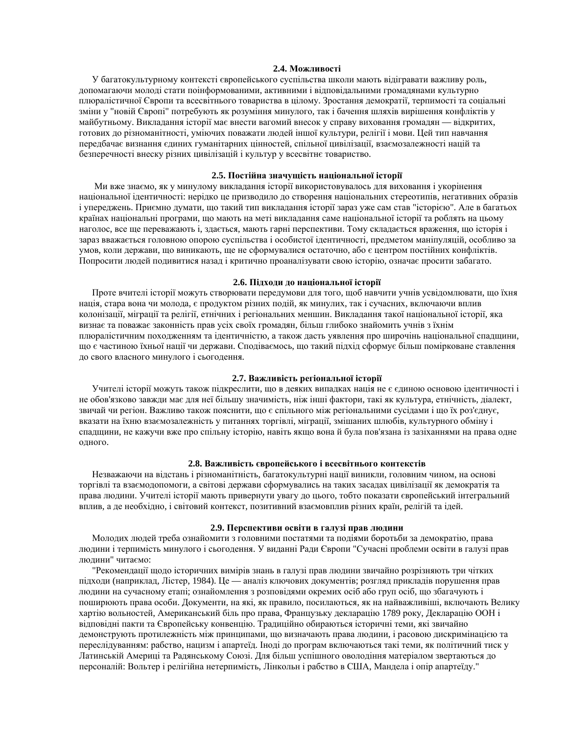### 2.4. Можливості

У багатокультурному контексті європейського суспільства школи мають відігравати важливу роль, допомагаючи молоді стати поінформованими, активними і відповідальними громадянами культурно плюралістичної Європи та всесвітнього товариства в цілому. Зростання демократії, терпимості та соціальні зміни у "новій Європі" потребують як розуміння минулого, так і бачення шляхів вирішення конфліктів у майбутньому. Викладання історії має внести вагомий внесок у справу виховання громадян — відкритих, готових до різноманітності, уміючих поважати людей іншої культури, релігії і мови. Цей тип навчання передбачає визнання єдиних гуманітарних цінностей, спільної цивілізації, взаємозалежності націй та безперечності внеску різних цивілізацій і культур у всесвітнє товариство.

### 2.5. Постійна значущість національної історії

Ми вже знаємо, як у минулому викладання історії використовувалось для виховання і укорінення національної ідентичності: нерідко це призводило до створення національних стереотипів, негативних образів і упереджень. Приємно думати, що такий тип викладання історії зараз уже сам став "історією". Але в багатьох країнах національні програми, що мають на меті викладання саме національної історії та роблять на цьому наголос, все ще переважають і, здається, мають гарні перспективи. Тому складається враження, що історія і зараз вважається головною опорою суспільства і особистої ідентичності, предметом маніпуляцій, особливо за умов, коли держави, що виникають, ще не сформувалися остаточно, або є центром постійних конфліктів. Попросити людей подивитися назад і критично проаналізувати свою історію, означає просити забагато.

### 2.6. Підходи до національної історії

Проте вчителі історії можуть створювати передумови для того, щоб навчити учнів усвідомлювати, що їхня нація, стара вона чи молода, є продуктом різних подій, як минулих, так і сучасних, включаючи вплив колонізації, міграції та релігії, етнічних і регіональних меншин. Викладання такої національної історії, яка визнає та поважає законність прав усіх своїх громадян, більш глибоко знайомить учнів з їхнім плюралістичним походженням та ідентичністю, а також дасть уявлення про широчінь національної спадщини, що є частиною їхньої нації чи держави. Сподіваємось, що такий підхід сформує більш помірковане ставлення до свого власного минулого і сьогодення.

### 2.7. Важливість регіональної історії

Учителі історії можуть також підкреслити, що в деяких випадках нація не є єдиною основою ідентичності і не обов'язково завжди має для неї більшу значимість, ніж інші фактори, такі як культура, етнічність, діалект, звичай чи регіон. Важливо також пояснити, що є спільного між регіональними сусідами і що їх роз'єднує, вказати на їхню взаємозалежність у питаннях торгівлі, міграції, змішаних шлюбів, культурного обміну і спадщини, не кажучи вже про спільну історію, навіть якщо вона й була пов'язана із зазіханнями на права одне одного.

### 2.8. Важливість європейського і всесвітнього контекстів

Незважаючи на відстань і різноманітність, багатокультурні нації виникли, головним чином, на основі торгівлі та взаємодопомоги, а світові держави сформувались на таких засадах цивілізації як демократія та права людини. Учителі історії мають привернути увагу до цього, тобто показати європейський інтегральний вплив, а де необхідно, і світовий контекст, позитивний взаємовплив різних країн, релігій та ідей.

### 2.9. Перспективи освіти в галузі прав людини

Молодих людей треба ознайомити з головними постатями та подіями боротьби за демократію, права людини і терпимість минулого і сьогодення. У виданні Ради Європи "Сучасні проблеми освіти в галузі прав людини" читаємо:

"Рекомендації щодо історичних вимірів знань в галузі прав людини звичайно розрізняють три чіткиx підходи (наприклад, Лістер, 1984). Це — аналіз ключових документів; розгляд прикладів порушення прав людини на сучасному етапі; ознайомлення з розповідями окремих осіб або груп осіб, що збагачують і поширюють права особи. Документи, на які, як правило, посилаються, як на найважливіші, включають Велику хартію вольностей, Американський біль про права, Французьку декларацію 1789 року, Декларацію ООН і відповідні пакти та Європейську конвенцію. Традиційно обираються історичні теми, які звичайно демонструють протилежність між принципами, що визначають права людини, і расовою дискримінацією та переслідуванням: рабство, нацизм і апартеїд. Іноді до програм включаються такі теми, як політичний тиск у Латинській Америці та Радянському Союзі. Для більш успішного оволодіння матеріалом звертаються до персоналій: Вольтер і релігійна нетерпимість, Лінкольн і рабство в США, Мандела і опір апартеїду."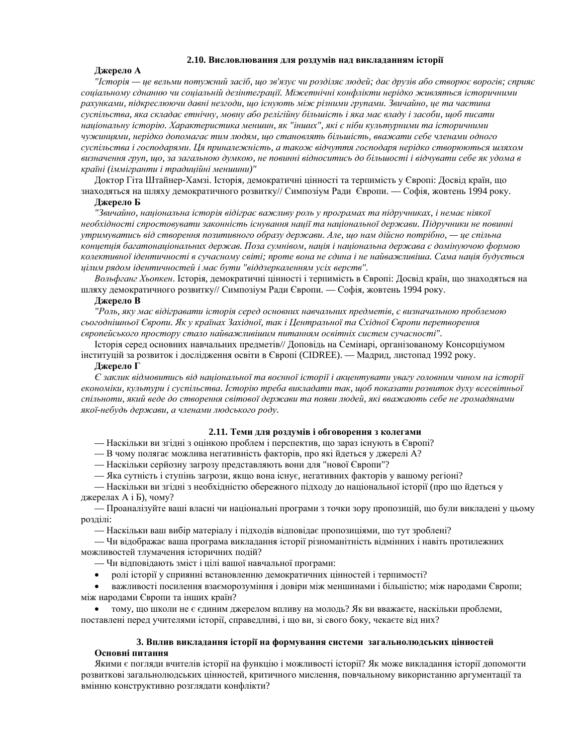### 2.10. Висловлювання для роздумів над викладанням історії

**Джерело А**

*"Історія — це вельми потужний засіб, що зв'язує чи розділяє людей; дає друзів або створює ворогів; сприяє соціальному єднанню чи соціальній дезінтеграції. Міжетнічні конфлікти нерідко живляться історичними рахунками, підкреслюючи давні незгоди, що існують між різними групами. Звичайно, це та частина суспільства, яка складає етнічну, мовну або релігійну більшість і яка має владу і засоби, щоб писати національну історію. Характеристика меншин, як "інших", які є ніби культурними та історичними чужинцями, нерідко допомагає тим людям, що становлять більшість, вважати себе членами одного суспільства і господарями. Ця приналежність, а також відчуття господаря нерідко створюються шляхом визначення груп, що, за загальною думкою, не повинні відноситись до більшості і відчувати себе як удома в країні (іммігранти і традиційні меншини)"*

Доктор Гіта Штайнер-Хамзі. Історія, демократичні цінності та терпимість у Європі: Досвід країн, що знаходяться на шляху демократичного розвитку// Симпозіум Ради Європи. — Софія, жовтень 1994 року.

**Джерело Б**

*"Звичайно, національна історія відіграє важливу роль у програмах та підручниках, і немає ніякої необхідності спростовувати законність існування нації та національної держави. Підручники не повинні утримуватись від створення позитивного образу держави. Але, що нам дійсно потрібно, — це спільна концепція багатонаціональних держав. Поза сумнівом, нація і національна держава є домінуючою формою колективної ідентичності в сучасному світі; проте вона не єдина і не найважливіша. Сама нація будується цілим рядом ідентичностей і має бути "віддзеркаленням усіх верств".*

*Вольфганг Хьопкен*. Історія, демократичні цінності і терпимість в Європі: Досвід країн, що знаходяться на шляху демократичного розвитку// Симпозіум Ради Європи. — Софія, жовтень 1994 року.

**Джерело В**

*"Роль, яку має відігравати історія серед основних навчальних предметів, є визначальною проблемою сьогоднішньої Європи. Як у країнах Західної, так і Центральної та Східної Європи перетворення європейського простору стало найважливішим питанням освітніх систем сучасності".*

Історія серед основних навчальних предметів// Доповідь на Семінарі, організованому Консорціумом інституцій за розвиток і дослідження освіти в Європі (CIDREE). — Мадрид, листопад 1992 року.

**Джерело Г**

*Є заклик відмовитись від національної та воєнної історії і акцентувати увагу головним чином на історії економіки, культури і суспільства. Історію треба викладати так, щоб показати розвиток духу всесвітньої спільноти, який веде до створення світової держави та появи людей, які вважають себе не громадянами якої-небудь держави, а членами людського роду.*

### 2.11. Теми для роздумів і обговорення з колегами

— Наскільки ви згідні з оцінкою проблем і перспектив, що зараз існують в Європі?

— В чому полягає можлива негативність факторів, про які йдеться у джерелі А?

— Наскільки серйозну загрозу представляють вони для "нової Європи"?

— Яка сутність і ступінь загрози, якщо вона існує, негативних факторів у вашому регіоні?

— Наскільки ви згідні з необхідністю обережного підходу до національної історії (про що йдеться у джерелах А і Б), чому?

— Проаналізуйте ваші власні чи національні програми з точки зору пропозицій, що були викладені у цьому розділі:

— Наскільки ваш вибір матеріалу і підходів відповідає пропозиціями, що тут зроблені?

— Чи відображає ваша програма викладання історії різноманітність відмінних і навіть протилежних можливостей тлумачення історичних подій?

— Чи відповідають зміст і цілі вашої навчальної програми:

- ролі історії у сприянні встановленню демократичних цінностей і терпимості?
- важливості посилення взаєморозуміння і довіри між меншинами і більшістю; між народами Європи; між народами Європи та інших країн?
- тому, що школи не є єдиним джерелом впливу на молодь? Як ви вважаєте, наскільки проблеми, поставлені перед учителями історії, справедливі, і що ви, зі свого боку, чекаєте від них?

## 3. Вплив викладання історії на формування системи загальнолюдських цінностей

**Основні питання**

Якими є погляди вчителів історії на функцію і можливості історії? Як може викладання історії допомогти розвиткові загальнолюдських цінностей, критичного мислення, повчальному використанню аргументації та вмінню конструктивно розглядати конфлікти?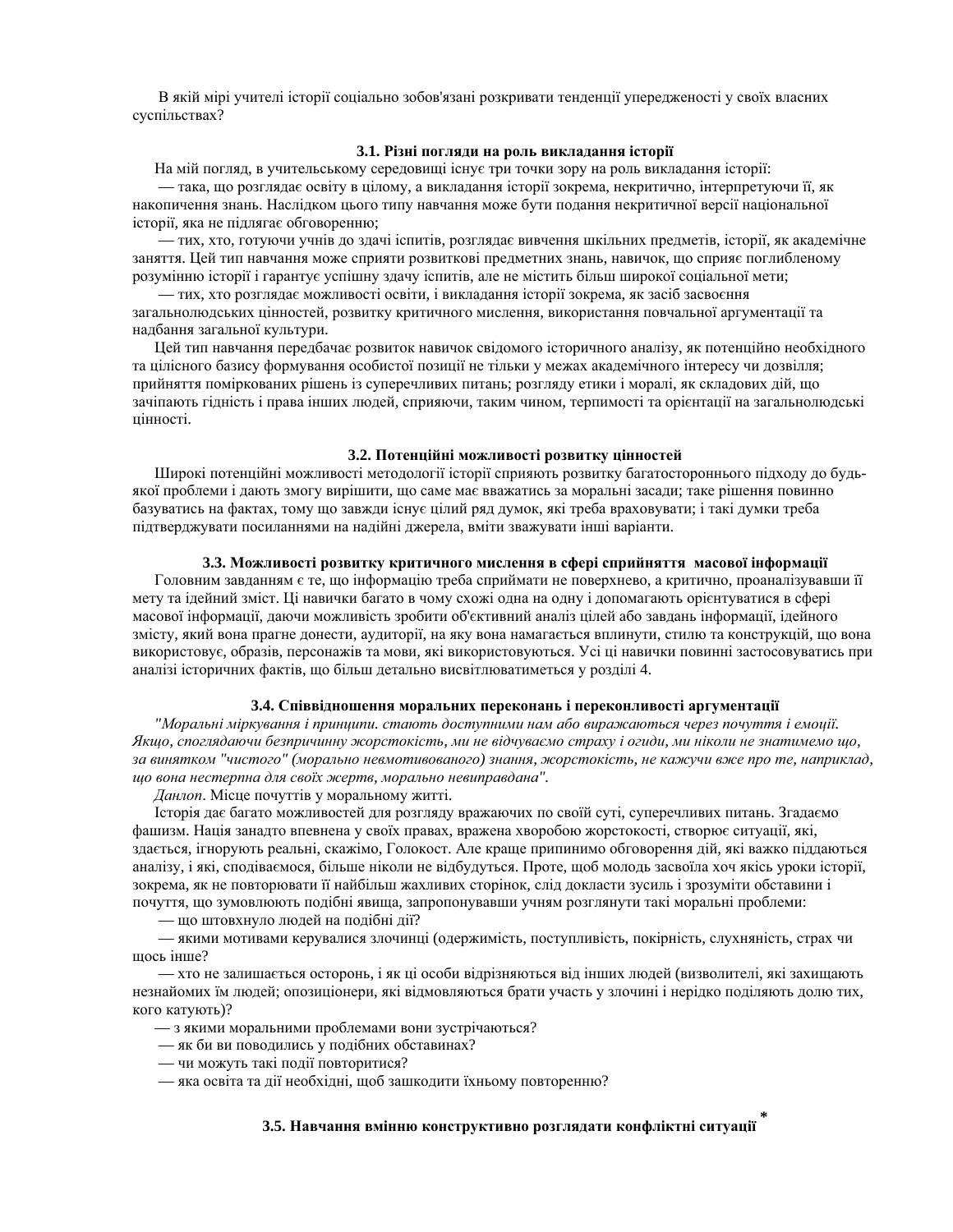В якій мірі учителі історії соціально зобов'язані розкривати тенденції упередженості у своїх власних суспільствах?

### 3.1. Різні погляди на роль викладання історії

На мій погляд, в учительському середовищі існує три точки зору на роль викладання історії:

— така, що розглядає освіту в цілому, а викладання історії зокрема, некритично, інтерпретуючи її, як накопичення знань. Наслідком цього типу навчання може бути подання некритичної версії національної історії, яка не підлягає обговоренню;

— тих, хто, готуючи учнів до здачі іспитів, розглядає вивчення шкільних предметів, історії, як академічне заняття. Цей тип навчання може сприяти розвиткові предметних знань, навичок, що сприяє поглибленому розумінню історії і гарантує успішну здачу іспитів, але не містить більш широкої соціальної мети;

— тих, хто розглядає можливості освіти, і викладання історії зокрема, як засіб засвоєння загальнолюдських цінностей, розвитку критичного мислення, використання повчальної аргументації та надбання загальної культури.

Цей тип навчання передбачає розвиток навичок свідомого історичного аналізу, як потенційно необхідного та цілісного базису формування особистої позиції не тільки у межах академічного інтересу чи дозвілля; прийняття поміркованих рішень із суперечливих питань; розгляду етики і моралі, як складових дій, що зачіпають гідність і права інших людей, сприяючи, таким чином, терпимості та орієнтації на загальнолюдські цінності.

### 3.2. Потенційні можливості розвитку цінностей

Широкі потенційні можливості методології історії сприяють розвитку багатостороннього підходу до будь-якої проблеми і дають змогу вирішити, що саме має вважатись за моральні засади; таке рішення повинно базуватись на фактах, тому що завжди існує цілий ряд думок, які треба враховувати; і такі думки треба підтверджувати посиланнями на надійні джерела, вміти зважувати інші варіанти.

### 3.3. Можливості розвитку критичного мислення в сфері сприйняття масової інформації

Головним завданням є те, що інформацію треба сприймати не поверхнево, а критично, проаналізувавши її мету та ідейний зміст. Ці навички багато в чому схожі одна на одну і допомагають орієнтуватися в сфері масової інформації, даючи можливість зробити об'єктивний аналіз цілей або завдань інформації, ідейного змісту, який вона прагне донести, аудиторії, на яку вона намагається вплинути, стилю та конструкцій, що вона використовує, образів, персонажів та мови, які використовуються. Усі ці навички повинні застосовуватись при аналізі історичних фактів, що більш детально висвітлюватиметься у розділі 4.

### 3.4. Співвідношення моральних переконань і переконливості аргументації

*"Моральні міркування і принципи. стають доступними нам або виражаються через почуття і емоції. Якщо, споглядаючи безпричинну жорстокість, ми не відчуваємо страху і огиди, ми ніколи не знатимемо що, за винятком "чистого" (морально невмотивованого) знання, жорстокість, не кажучи вже про те, наприклад, що вона нестерпна для своїх жертв, морально невиправдана".*

*Данлоп*. Місце почуттів у моральному житті.

Історія дає багато можливостей для розгляду вражаючих по своїй суті, суперечливих питань. Згадаємо фашизм. Нація занадто впевнена у своїх правах, вражена хворобою жорстокості, створює ситуації, які, здається, ігнорують реальні, скажімо, Голокост. Але краще припинимо обговорення дій, які важко піддаються аналізу, і які, сподіваємося, більше ніколи не відбудуться. Проте, щоб молодь засвоїла хоч якісь уроки історії, зокрема, як не повторювати її найбільш жахливих сторінок, слід докласти зусиль і зрозуміти обставини і почуття, що зумовлюють подібні явища, запропонувавши учням розглянути такі моральні проблеми:

— що штовхнуло людей на подібні дії?

— якими мотивами керувалися злочинці (одержимість, поступливість, покірність, слухняність, страх чи щось інше?

— хто не залишається осторонь, і як ці особи відрізняються від інших людей (визволителі, які захищають незнайомих їм людей; опозиціонери, які відмовляються брати участь у злочині і нерідко поділяють долю тих, кого катують)?

— з якими моральними проблемами вони зустрічаються?

— як би ви поводились у подібних обставинах?

— чи можуть такі події повторитися?

— яка освіта та дії необхідні, щоб зашкодити їхньому повторенню?

### 3.5. Навчання вмінню конструктивно розглядати конфліктні ситуації *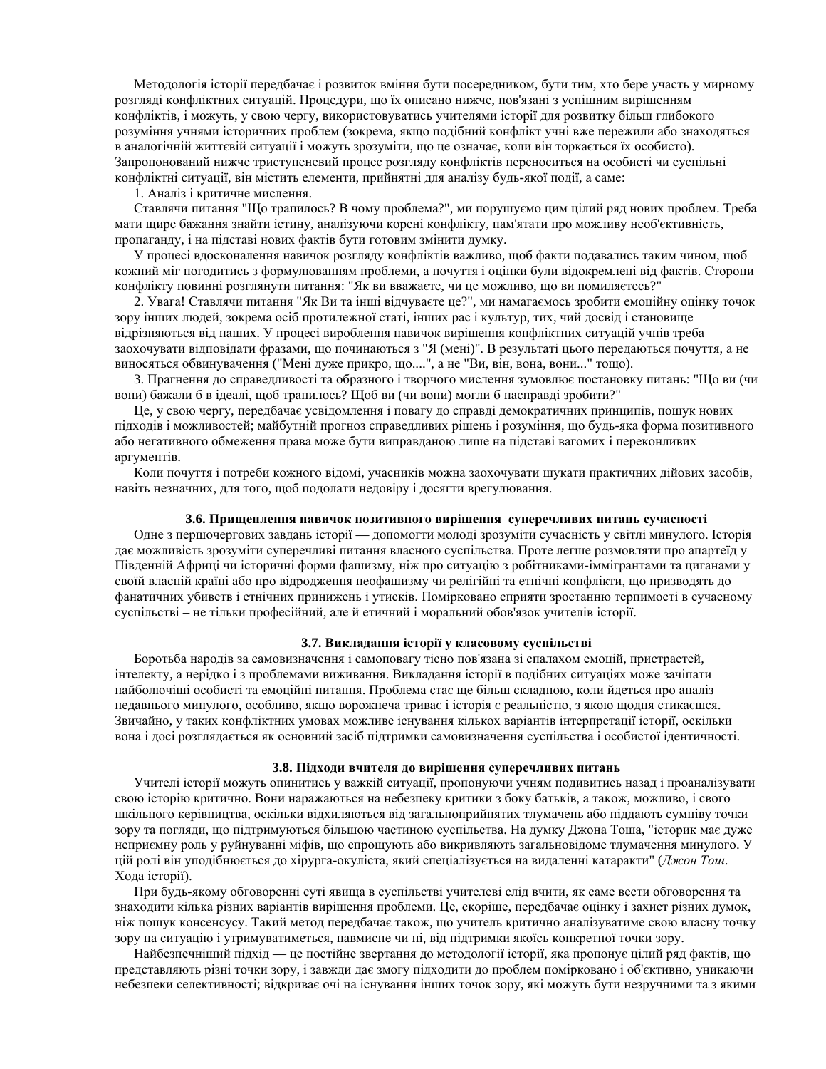Методологія історії передбачає і розвиток вміння бути посередником, бути тим, хто бере участь у мирному розгляді конфліктних ситуацій. Процедури, що їх описано нижче, пов'язані з успішним вирішенням конфліктів, і можуть, у свою чергу, використовуватись учителями історії для розвитку більш глибокого розуміння учнями історичних проблем (зокрема, якщо подібний конфлікт учні вже пережили або знаходяться в аналогічній життєвій ситуації і можуть зрозуміти, що це означає, коли він торкається їх особисто). Запропонований нижче триступеневий процес розгляду конфліктів переноситься на особисті чи суспільні конфліктні ситуації, він містить елементи, прийнятні для аналізу будь-якої події, а саме:

1. Аналіз і критичне мислення.

Ставлячи питання "Що трапилось? В чому проблема?", ми порушуємо цим цілий ряд нових проблем. Треба мати щире бажання знайти істину, аналізуючи корені конфлікту, пам'ятати про можливу необ'єктивність, пропаганду, і на підставі нових фактів бути готовим змінити думку.

У процесі вдосконалення навичок розгляду конфліктів важливо, щоб факти подавались таким чином, щоб кожний міг погодитись з формулюванням проблеми, а почуття і оцінки були відокремлені від фактів. Сторони конфлікту повинні розглянути питання: "Як ви вважаєте, чи це можливо, що ви помиляєтесь?"

2. Увага! Ставлячи питання "Як Ви та інші відчуваєте це?", ми намагаємось зробити емоційну оцінку точок зору інших людей, зокрема осіб протилежної статі, інших рас і культур, тих, чий досвід і становище відрізняються від наших. У процесі вироблення навичок вирішення конфліктних ситуацій учнів треба заохочувати відповідати фразами, що починаються з "Я (мені)". В результаті цього передаються почуття, а не виносяться обвинувачення ("Мені дуже прикро, що....", а не "Ви, він, вона, вони..." тощо).

3. Прагнення до справедливості та образного і творчого мислення зумовлює постановку питань: "Що ви (чи вони) бажали б в ідеалі, щоб трапилось? Щоб ви (чи вони) могли б насправді зробити?"

Це, у свою чергу, передбачає усвідомлення і повагу до справді демократичних принципів, пошук нових підходів і можливостей; майбутній прогноз справедливих рішень і розуміння, що будь-яка форма позитивного або негативного обмеження права може бути виправданою лише на підставі вагомих і переконливих аргументів.

Коли почуття і потреби кожного відомі, учасників можна заохочувати шукати практичних дійових засобів, навіть незначних, для того, щоб подолати недовіру і досягти врегулювання.

### 3.6. Прищеплення навичок позитивного вирішення суперечливих питань сучасності

Одне з першочергових завдань історії — допомогти молоді зрозуміти сучасність у світлі минулого. Історія дає можливість зрозуміти суперечливі питання власного суспільства. Проте легше розмовляти про апартеїд у Південній Африці чи історичні форми фашизму, ніж про ситуацію з робітниками-іммігрантами та циганами у своїй власній країні або про відродження неофашизму чи релігійні та етнічні конфлікти, що призводять до фанатичних убивств і етнічних принижень і утисків. Помірковано сприяти зростанню терпимості в сучасному суспільстві – не тільки професійний, але й етичний і моральний обов'язок учителів історії.

### 3.7. Викладання історії у класовому суспільстві

Боротьба народів за самовизначення і самоповагу тісно пов'язана зі спалахом емоцій, пристрастей, інтелекту, а нерідко і з проблемами виживання. Викладання історії в подібних ситуаціях може зачіпати найболючіші особисті та емоційні питання. Проблема стає ще більш складною, коли йдеться про аналіз недавнього минулого, особливо, якщо ворожнеча триває і історія є реальністю, з якою щодня стикаєшся. Звичайно, у таких конфліктних умовах можливе існування кількох варіантів інтерпретації історії, оскільки вона і досі розглядається як основний засіб підтримки самовизначення суспільства і особистої ідентичності.

### 3.8. Підходи вчителя до вирішення суперечливих питань

Учителі історії можуть опинитись у важкій ситуації, пропонуючи учням подивитись назад і проаналізувати свою історію критично. Вони наражаються на небезпеку критики з боку батьків, а також, можливо, і свого шкільного керівництва, оскільки відхиляються від загальноприйнятих тлумачень або піддають сумніву точки зору та погляди, що підтримуються більшою частиною суспільства. На думку Джона Тоша, "історик має дуже неприємну роль у руйнуванні міфів, що спрощують або викривляють загальновідоме тлумачення минулого. У цій ролі він уподібнюється до хірурга-окуліста, який спеціалізується на видаленні катаракти" (*Джон Тош*. Хода історії).

При будь-якому обговоренні суті явища в суспільстві учителеві слід вчити, як саме вести обговорення та знаходити кілька різних варіантів вирішення проблеми. Це, скоріше, передбачає оцінку і захист різних думок, ніж пошук консенсусу. Такий метод передбачає також, що учитель критично аналізуватиме свою власну точку зору на ситуацію і утримуватиметься, навмисне чи ні, від підтримки якоїсь конкретної точки зору.

Найбезпечніший підхід — це постійне звертання до методології історії, яка пропонує цілий ряд фактів, що представляють різні точки зору, і завжди дає змогу підходити до проблем помірковано і об'єктивно, уникаючи небезпеки селективності; відкриває очі на існування інших точок зору, які можуть бути незручними та з якими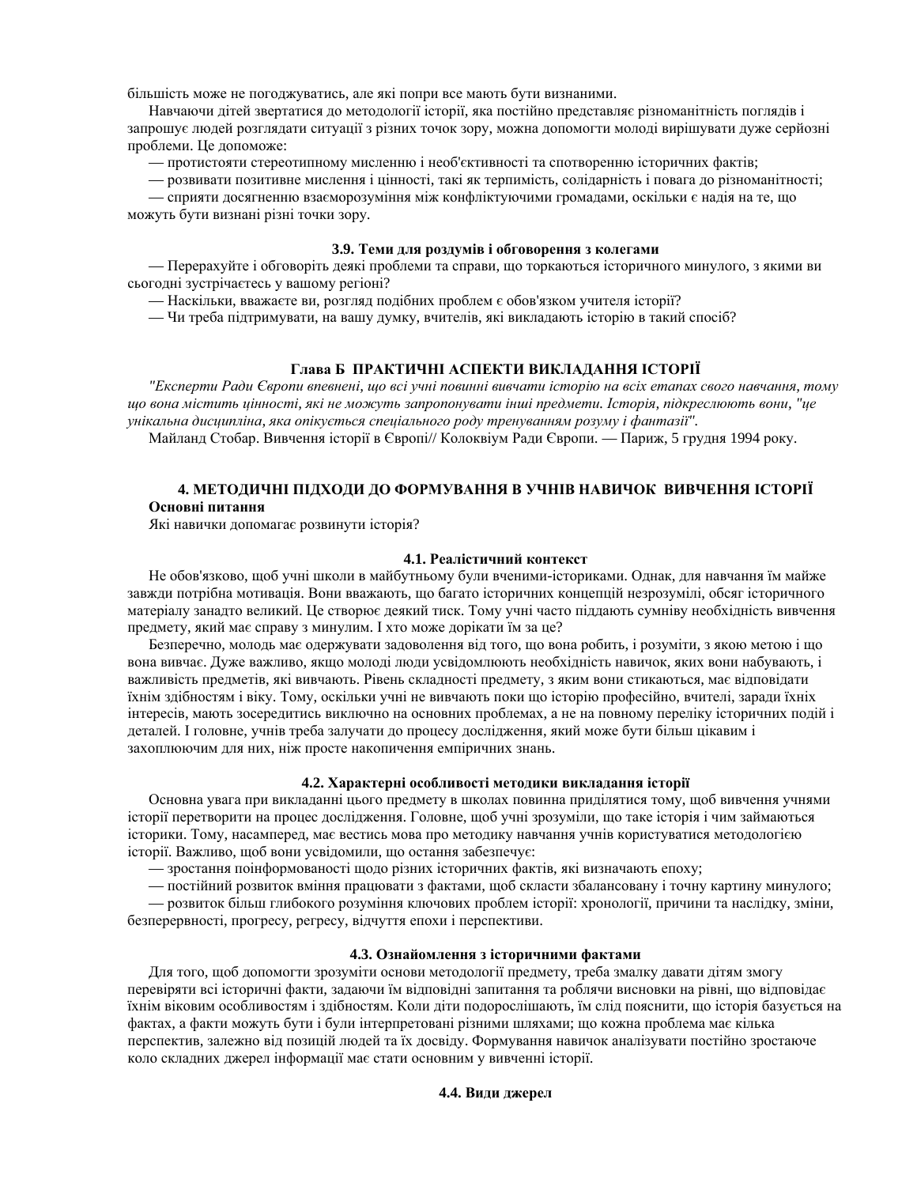більшість може не погоджуватись, але які попри все мають бути визнаними.

Навчаючи дітей звертатися до методології історії, яка постійно представляє різноманітність поглядів і запрошує людей розглядати ситуації з різних точок зору, можна допомогти молоді вирішувати дуже серйозні проблеми. Це допоможе:

— протистояти стереотипному мисленню і необ'єктивності та спотворенню історичних фактів;

— розвивати позитивне мислення і цінності, такі як терпимість, солідарність і повага до різноманітності;

— сприяти досягненню взаєморозуміння між конфліктуючими громадами, оскільки є надія на те, що можуть бути визнані різні точки зору.

#### 3.9. Теми для роздумів і обговорення з колегами

— Перерахуйте і обговоріть деякі проблеми та справи, що торкаються історичного минулого, з якими ви сьогодні зустрічаєтесь у вашому регіоні?

— Наскільки, вважаєте ви, розгляд подібних проблем є обов'язком учителя історії?

— Чи треба підтримувати, на вашу думку, вчителів, які викладають історію в такий спосіб?

## Глава Б ПРАКТИЧНІ АСПЕКТИ ВИКЛАДАННЯ ІСТОРІЇ

*"Експерти Ради Європи впевнені, що всі учні повинні вивчати історію на всіх етапах свого навчання, тому що вона містить цінності, які не можуть запропонувати інші предмети. Історія, підкреслюють вони, "це унікальна дисципліна, яка опікується спеціального роду тренуванням розуму і фантазії".*

Майланд Стобар. Вивчення історії в Європі// Колоквіум Ради Європи. — Париж, 5 грудня 1994 року.

### 4. МЕТОДИЧНІ ПІДХОДИ ДО ФОРМУВАННЯ В УЧНІВ НАВИЧОК ВИВЧЕННЯ ІСТОРІЇ

**Основні питання**

Які навички допомагає розвинути історія?

#### 4.1. Реалістичний контекст

Не обов'язково, щоб учні школи в майбутньому були вченими-істориками. Однак, для навчання їм майже завжди потрібна мотивація. Вони вважають, що багато історичних концепцій незрозумілі, обсяг історичного матеріалу занадто великий. Це створює деякий тиск. Тому учні часто піддають сумніву необхідність вивчення предмету, який має справу з минулим. І хто може дорікати їм за це?

Безперечно, молодь має одержувати задоволення від того, що вона робить, і розуміти, з якою метою і що вона вивчає. Дуже важливо, якщо молоді люди усвідомлюють необхідність навичок, яких вони набувають, і важливість предметів, які вивчають. Рівень складності предмету, з яким вони стикаються, має відповідати їхнім здібностям і віку. Тому, оскільки учні не вивчають поки що історію професійно, вчителі, заради їхніх інтересів, мають зосередитись виключно на основних проблемах, а не на повному переліку історичних подій і деталей. І головне, учнів треба залучати до процесу дослідження, який може бути більш цікавим і захоплюючим для них, ніж просте накопичення емпіричних знань.

#### 4.2. Характерні особливості методики викладання історії

Основна увага при викладанні цього предмету в школах повинна приділятися тому, щоб вивчення учнями історії перетворити на процес дослідження. Головне, щоб учні зрозуміли, що таке історія і чим займаються історики. Тому, насамперед, має вестись мова про методику навчання учнів користуватися методологією історії. Важливо, щоб вони усвідомили, що остання забезпечує:

— зростання поінформованості щодо різних історичних фактів, які визначають епоху;

— постійний розвиток вміння працювати з фактами, щоб скласти збалансовану і точну картину минулого;

— розвиток більш глибокого розуміння ключових проблем історії: хронології, причини та наслідку, зміни, безперервності, прогресу, регресу, відчуття епохи і перспективи.

#### 4.3. Ознайомлення з історичними фактами

Для того, щоб допомогти зрозуміти основи методології предмету, треба змалку давати дітям змогу перевіряти всі історичні факти, задаючи їм відповідні запитання та роблячи висновки на рівні, що відповідає їхнім віковим особливостям і здібностям. Коли діти подорослішають, їм слід пояснити, що історія базується на фактах, а факти можуть бути і були інтерпретовані різними шляхами; що кожна проблема має кілька перспектив, залежно від позицій людей та їх досвіду. Формування навичок аналізувати постійно зростаюче коло складних джерел інформації має стати основним у вивченні історії.

#### 4.4. Види джерел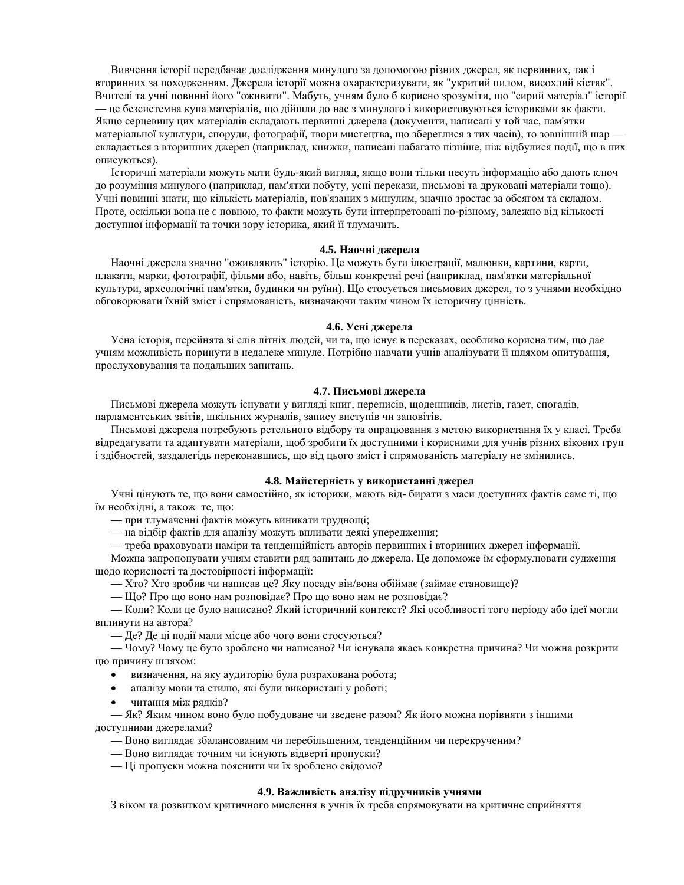Вивчення історії передбачає дослідження минулого за допомогою різних джерел, як первинних, так і вторинних за походженням. Джерела історії можна охарактеризувати, як "укритий пилом, висохлий кістяк". Вчителі та учні повинні його "оживити". Мабуть, учням було б корисно зрозуміти, що "сирий матеріал" історії — це безсистемна купа матеріалів, що дійшли до нас з минулого і використовуються істориками як факти. Якщо серцевину цих матеріалів складають первинні джерела (документи, написані у той час, пам'ятки матеріальної культури, споруди, фотографії, твори мистецтва, що збереглися з тих часів), то зовнішній шар — складається з вторинних джерел (наприклад, книжки, написані набагато пізніше, ніж відбулися події, що в них описуються).

Історичні матеріали можуть мати будь-який вигляд, якщо вони тільки несуть інформацію або дають ключ до розуміння минулого (наприклад, пам'ятки побуту, усні перекази, письмові та друковані матеріали тощо). Учні повинні знати, що кількість матеріалів, пов'язаних з минулим, значно зростає за обсягом та складом. Проте, оскільки вона не є повною, то факти можуть бути інтерпретовані по-різному, залежно від кількості доступної інформації та точки зору історика, який її тлумачить.

### 4.5. Наочні джерела

Наочні джерела значно "оживляють" історію. Це можуть бути ілюстрації, малюнки, картини, карти, плакати, марки, фотографії, фільми або, навіть, більш конкретні речі (наприклад, пам'ятки матеріальної культури, археологічні пам'ятки, будинки чи руїни). Що стосується письмових джерел, то з учнями необхідно обговорювати їхній зміст і спрямованість, визначаючи таким чином їх історичну цінність.

### 4.6. Усні джерела

Усна історія, перейнята зі слів літніх людей, чи та, що існує в переказах, особливо корисна тим, що дає учням можливість поринути в недалеке минуле. Потрібно навчати учнів аналізувати її шляхом опитування, прослуховування та подальших запитань.

### 4.7. Письмові джерела

Письмові джерела можуть існувати у вигляді книг, переписів, щоденників, листів, газет, спогадів, парламентських звітів, шкільних журналів, запису виступів чи заповітів.

Письмові джерела потребують ретельного відбору та опрацювання з метою використання їх у класі. Треба відредагувати та адаптувати матеріали, щоб зробити їх доступними і корисними для учнів різних вікових груп і здібностей, заздалегідь переконавшись, що від цього зміст і спрямованість матеріалу не змінились.

### 4.8. Майстерність у використанні джерел

Учні цінують те, що вони самостійно, як історики, мають від- бирати з маси доступних фактів саме ті, що їм необхідні, а також те, що:

— при тлумаченні фактів можуть виникати труднощі;

— на відбір фактів для аналізу можуть впливати деякі упередження;

— треба враховувати наміри та тенденційність авторів первинних і вторинних джерел інформації.

Можна запропонувати учням ставити ряд запитань до джерела. Це допоможе їм сформулювати судження щодо корисності та достовірності інформації:

— Хто? Хто зробив чи написав це? Яку посаду він/вона обіймає (займає становище)?

— Що? Про що воно нам розповідає? Про що воно нам не розповідає?

— Коли? Коли це було написано? Який історичний контекст? Які особливості того періоду або ідеї могли вплинути на автора?

— Де? Де ці події мали місце або чого вони стосуються?

— Чому? Чому це було зроблено чи написано? Чи існувала якась конкретна причина? Чи можна розкрити цю причину шляхом:

- визначення, на яку аудиторію була розрахована робота;
- аналізу мови та стилю, які були використані у роботі;
- читання між рядків?

— Як? Яким чином воно було побудоване чи зведене разом? Як його можна порівняти з іншими доступними джерелами?

— Воно виглядає збалансованим чи перебільшеним, тенденційним чи перекрученим?

— Воно виглядає точним чи існують відверті пропуски?

— Ці пропуски можна пояснити чи їх зроблено свідомо?

### 4.9. Важливість аналізу підручників учнями

З віком та розвитком критичного мислення в учнів їх треба спрямовувати на критичне сприйняття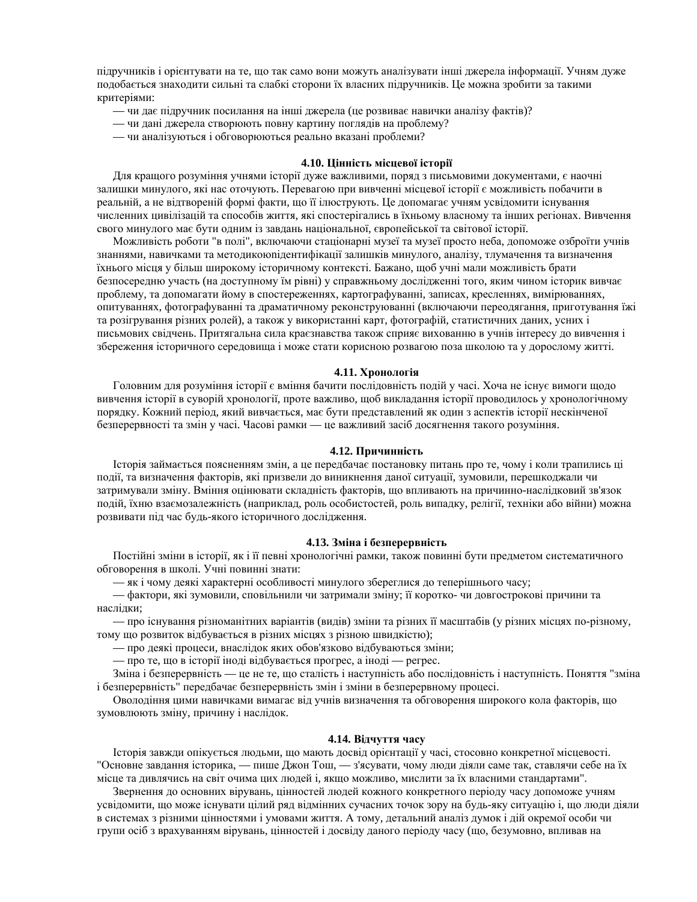підручників і орієнтувати на те, що так само вони можуть аналізувати інші джерела інформації. Учням дуже подобається знаходити сильні та слабкі сторони їх власних підручників. Це можна зробити за такими критеріями:

— чи дає підручник посилання на інші джерела (це розвиває навички аналізу фактів)?

— чи дані джерела створюють повну картину поглядів на проблему?

— чи аналізуються і обговорюються реально вказані проблеми?

### 4.10. Цінність місцевої історії

Для кращого розуміння учнями історії дуже важливими, поряд з письмовими документами, є наочні залишки минулого, які нас оточують. Перевагою при вивченні місцевої історії є можливість побачити в реальній, а не відтвореній формі факти, що її ілюструють. Це допомагає учням усвідомити існування численних цивілізацій та способів життя, які спостерігались в їхньому власному та інших регіонах. Вивчення свого минулого має бути одним із завдань національної, європейської та світової історії.

Можливість роботи "в полі", включаючи стаціонарні музеї та музеї просто неба, допоможе озброїти учнів знаннями, навичками та методикоюідентифікації залишків минулого, аналізу, тлумачення та визначення їхнього місця у більш широкому історичному контексті. Бажано, щоб учні мали можливість брати безпосередню участь (на доступному їм рівні) у справжньому дослідженні того, яким чином історик вивчає проблему, та допомагати йому в спостереженнях, картографуванні, записах, кресленнях, вимірюваннях, опитуваннях, фотографуванні та драматичному реконструюванні (включаючи переодягання, приготування їжі та розігрування різних ролей), а також у використанні карт, фотографій, статистичних даних, усних і письмових свідчень. Притягальна сила краєзнавства також сприяє вихованню в учнів інтересу до вивчення і збереження історичного середовища і може стати корисною розвагою поза школою та у дорослому житті.

### 4.11. Хронологія

Головним для розуміння історії є вміння бачити послідовність подій у часі. Хоча не існує вимоги щодо вивчення історії в суворій хронології, проте важливо, щоб викладання історії проводилось у хронологічному порядку. Кожний період, який вивчається, має бути представлений як один з аспектів історії нескінченої безперервності та змін у часі. Часові рамки — це важливий засіб досягнення такого розуміння.

### 4.12. Причинність

Історія займається поясненням змін, а це передбачає постановку питань про те, чому і коли трапились ці події, та визначення факторів, які призвели до виникнення даної ситуації, зумовили, перешкоджали чи затримували зміну. Вміння оцінювати складність факторів, що впливають на причинно-наслідковий зв'язок подій, їхню взаємозалежність (наприклад, роль особистостей, роль випадку, релігії, техніки або війни) можна розвивати під час будь-якого історичного дослідження.

### 4.13. Зміна і безперервність

Постійні зміни в історії, як і її певні хронологічні рамки, також повинні бути предметом систематичного обговорення в школі. Учні повинні знати:

— як і чому деякі характерні особливості минулого збереглися до теперішнього часу;

— фактори, які зумовили, сповільнили чи затримали зміну; її коротко- чи довгострокові причини та наслідки;

— про існування різноманітних варіантів (видів) зміни та різних її масштабів (у різних місцях по-різному, тому що розвиток відбувається в різних місцях з різною швидкістю);

— про деякі процеси, внаслідок яких обов'язково відбуваються зміни;

— про те, що в історії іноді відбувається прогрес, а іноді — регрес.

Зміна і безперервність — це не те, що сталість і наступність або послідовність і наступність. Поняття "зміна і безперервність" передбачає безперервність змін і зміни в безперервному процесі.

Оволодіння цими навичками вимагає від учнів визначення та обговорення широкого кола факторів, що зумовлюють зміну, причину і наслідок.

### 4.14. Відчуття часу

Історія завжди опікується людьми, що мають досвід орієнтації у часі, стосовно конкретної місцевості. "Основне завдання історика, — пише Джон Тош, — з'ясувати, чому люди діяли саме так, ставлячи себе на їх місце та дивлячись на світ очима цих людей і, якщо можливо, мислити за їх власними стандартами".

Звернення до основних вірувань, цінностей людей кожного конкретного періоду часу допоможе учням усвідомити, що може існувати цілий ряд відмінних сучасних точок зору на будь-яку ситуацію і, що люди діяли в системах з різними цінностями і умовами життя. А тому, детальний аналіз думок і дій окремої особи чи групи осіб з врахуванням вірувань, цінностей і досвіду даного періоду часу (що, безумовно, впливав на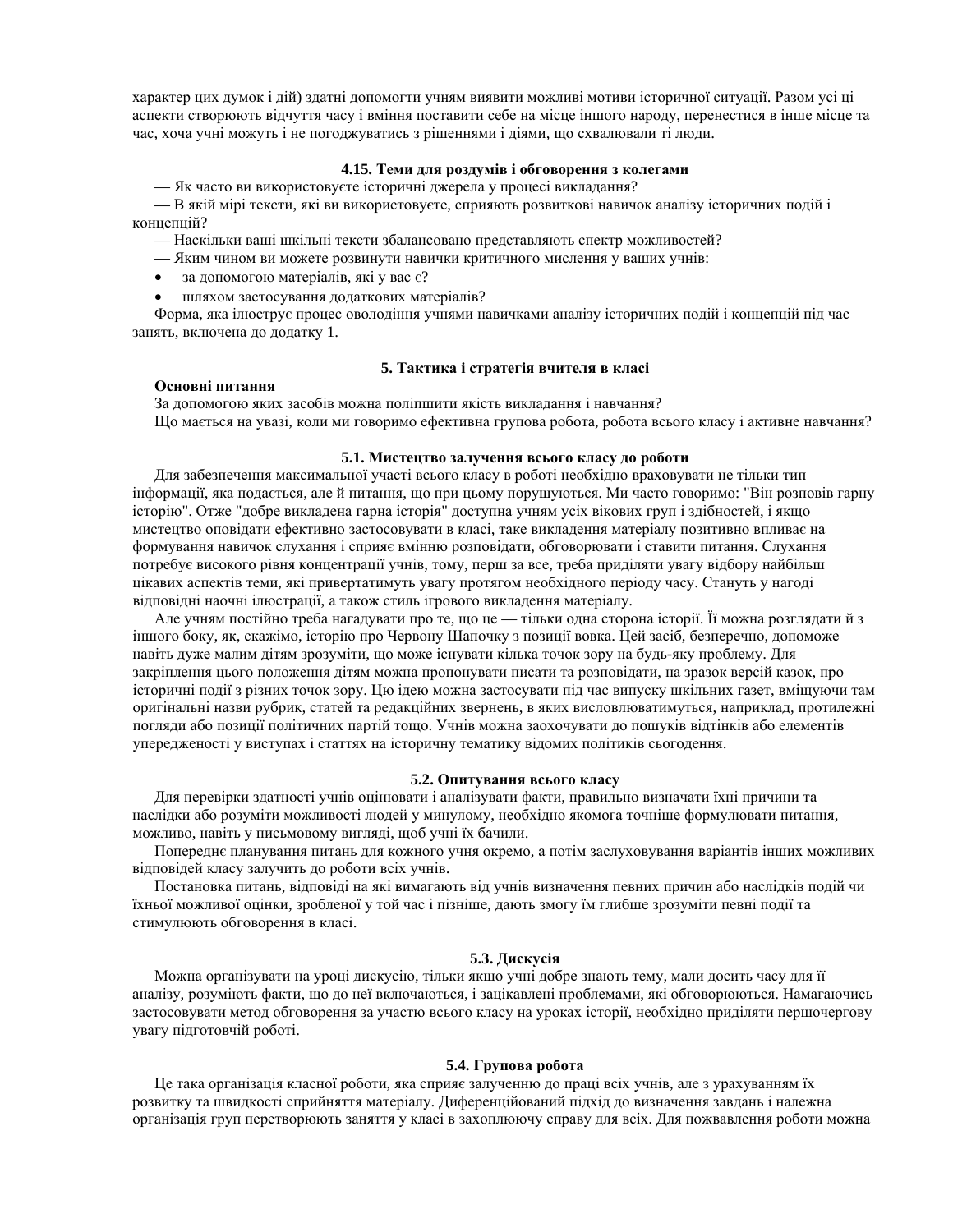характер цих думок і дій) здатні допомогти учням виявити можливі мотиви історичної ситуації. Разом усі ці аспекти створюють відчуття часу і вміння поставити себе на місце іншого народу, перенестися в інше місце та час, хоча учні можуть і не погоджуватись з рішеннями і діями, що схвалювали ті люди.

#### 4.15. Теми для роздумів і обговорення з колегами

— Як часто ви використовуєте історичні джерела у процесі викладання?

— В якій мірі тексти, які ви використовуєте, сприяють розвиткові навичок аналізу історичних подій і концепцій?

— Наскільки ваші шкільні тексти збалансовано представляють спектр можливостей?

— Яким чином ви можете розвинути навички критичного мислення у ваших учнів:

- за допомогою матеріалів, які у вас є?
- шляхом застосування додаткових матеріалів?

Форма, яка ілюструє процес оволодіння учнями навичками аналізу історичних подій і концепцій під час занять, включена до додатку 1.

### 5. Тактика і стратегія вчителя в класі

**Основні питання**

За допомогою яких засобів можна поліпшити якість викладання і навчання?

Що мається на увазі, коли ми говоримо ефективна групова робота, робота всього класу і активне навчання?

#### 5.1. Мистецтво залучення всього класу до роботи

Для забезпечення максимальної участі всього класу в роботі необхідно враховувати не тільки тип інформації, яка подається, але й питання, що при цьому порушуються. Ми часто говоримо: "Він розповів гарну історію". Отже "добре викладена гарна історія" доступна учням усіх вікових груп і здібностей, і якщо мистецтво оповідати ефективно застосовувати в класі, таке викладення матеріалу позитивно впливає на формування навичок слухання і сприяє вмінню розповідати, обговорювати і ставити питання. Слухання потребує високого рівня концентрації учнів, тому, перш за все, треба приділяти увагу відбору найбільш цікавих аспектів теми, які привертатимуть увагу протягом необхідного періоду часу. Стануть у нагоді відповідні наочні ілюстрації, а також стиль ігрового викладення матеріалу.

Але учням постійно треба нагадувати про те, що це — тільки одна сторона історії. Її можна розглядати й з іншого боку, як, скажімо, історію про Червону Шапочку з позиції вовка. Цей засіб, безперечно, допоможе навіть дуже малим дітям зрозуміти, що може існувати кілька точок зору на будь-яку проблему. Для закріплення цього положення дітям можна пропонувати писати та розповідати, на зразок версій казок, про історичні події з різних точок зору. Цю ідею можна застосувати під час випуску шкільних газет, вміщуючи там оригінальні назви рубрик, статей та редакційних звернень, в яких висловлюватимуться, наприклад, протилежні погляди або позиції політичних партій тощо. Учнів можна заохочувати до пошуків відтінків або елементів упередженості у виступах і статтях на історичну тематику відомих політиків сьогодення.

#### 5.2. Опитування всього класу

Для перевірки здатності учнів оцінювати і аналізувати факти, правильно визначати їхні причини та наслідки або розуміти можливості людей у минулому, необхідно якомога точніше формулювати питання, можливо, навіть у письмовому вигляді, щоб учні їх бачили.

Попереднє планування питань для кожного учня окремо, а потім заслуховування варіантів інших можливих відповідей класу залучить до роботи всіх учнів.

Постановка питань, відповіді на які вимагають від учнів визначення певних причин або наслідків подій чи їхньої можливої оцінки, зробленої у той час і пізніше, дають змогу їм глибше зрозуміти певні події та стимулюють обговорення в класі.

#### 5.3. Дискусія

Можна організувати на уроці дискусію, тільки якщо учні добре знають тему, мали досить часу для її аналізу, розуміють факти, що до неї включаються, і зацікавлені проблемами, які обговорюються. Намагаючись застосовувати метод обговорення за участю всього класу на уроках історії, необхідно приділяти першочергову увагу підготовчій роботі.

#### 5.4. Групова робота

Це така організація класної роботи, яка сприяє залученню до праці всіх учнів, але з урахуванням їх розвитку та швидкості сприйняття матеріалу. Диференційований підхід до визначення завдань і належна організація груп перетворюють заняття у класі в захоплюючу справу для всіх. Для пожвавлення роботи можна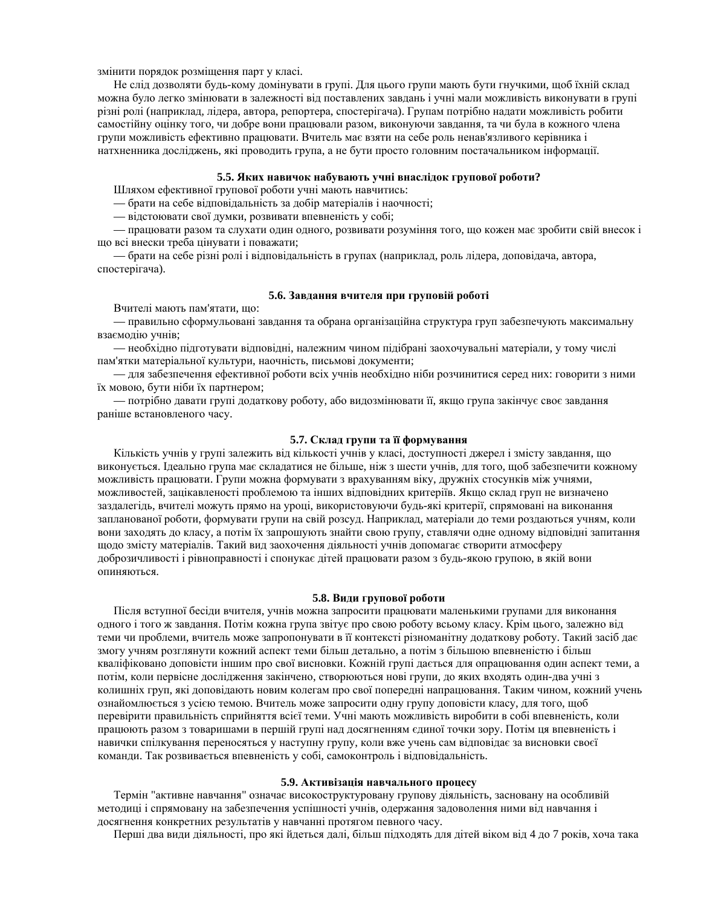змінити порядок розміщення парт у класі.

Не слід дозволяти будь-кому домінувати в групі. Для цього групи мають бути гнучкими, щоб їхній склад можна було легко змінювати в залежності від поставлених завдань і учні мали можливість виконувати в групі різні ролі (наприклад, лідера, автора, репортера, спостерігача). Групам потрібно надати можливість робити самостійну оцінку того, чи добре вони працювали разом, виконуючи завдання, та чи була в кожного члена групи можливість ефективно працювати. Вчитель має взяти на себе роль ненав'язливого керівника і натхненника досліджень, які проводить група, а не бути просто головним постачальником інформації.

### 5.5. Яких навичок набувають учні внаслідок групової роботи?

Шляхом ефективної групової роботи учні мають навчитись:

— брати на себе відповідальність за добір матеріалів і наочності;

— відстоювати свої думки, розвивати впевненість у собі;

— працювати разом та слухати один одного, розвивати розуміння того, що кожен має зробити свій внесок і що всі внески треба цінувати і поважати;

— брати на себе різні ролі і відповідальність в групах (наприклад, роль лідера, доповідача, автора, спостерігача).

### 5.6. Завдання вчителя при груповій роботі

Вчителі мають пам'ятати, що:

— правильно сформульовані завдання та обрана організаційна структура груп забезпечують максимальну взаємодію учнів;

— необхідно підготувати відповідні, належним чином підібрані заохочувальні матеріали, у тому числі пам'ятки матеріальної культури, наочність, письмові документи;

— для забезпечення ефективної роботи всіх учнів необхідно ніби розчинитися серед них: говорити з ними їх мовою, бути ніби їх партнером;

— потрібно давати групі додаткову роботу, або видозмінювати її, якщо група закінчує своє завдання раніше встановленого часу.

### 5.7. Склад групи та її формування

Кількість учнів у групі залежить від кількості учнів у класі, доступності джерел і змісту завдання, що виконується. Ідеально група має складатися не більше, ніж з шести учнів, для того, щоб забезпечити кожному можливість працювати. Групи можна формувати з врахуванням віку, дружніх стосунків між учнями, можливостей, зацікавленості проблемою та інших відповідних критеріїв. Якщо склад груп не визначено заздалегідь, вчителі можуть прямо на уроці, використовуючи будь-які критерії, спрямовані на виконання запланованої роботи, формувати групи на свій розсуд. Наприклад, матеріали до теми роздаються учням, коли вони заходять до класу, а потім їх запрошують знайти свою групу, ставлячи одне одному відповідні запитання щодо змісту матеріалів. Такий вид заохочення діяльності учнів допомагає створити атмосферу доброзичливості і рівноправності і спонукає дітей працювати разом з будь-якою групою, в якій вони опиняються.

### 5.8. Види групової роботи

Після вступної бесіди вчителя, учнів можна запросити працювати маленькими групами для виконання одного і того ж завдання. Потім кожна група звітує про свою роботу всьому класу. Крім цього, залежно від теми чи проблеми, вчитель може запропонувати в її контексті різноманітну додаткову роботу. Такий засіб дає змогу учням розглянути кожний аспект теми більш детально, а потім з більшою впевненістю і більш кваліфіковано доповісти іншим про свої висновки. Кожній групі дається для опрацювання один аспект теми, а потім, коли первісне дослідження закінчено, створюються нові групи, до яких входять один-два учні з колишніх груп, які доповідають новим колегам про свої попередні напрацювання. Таким чином, кожний учень ознайомлюється з усією темою. Вчитель може запросити одну групу доповісти класу, для того, щоб перевірити правильність сприйняття всієї теми. Учні мають можливість виробити в собі впевненість, коли працюють разом з товаришами в першій групі над досягненням єдиної точки зору. Потім ця впевненість і навички спілкування переносяться у наступну групу, коли вже учень сам відповідає за висновки своєї команди. Так розвивається впевненість у собі, самоконтроль і відповідальність.

### 5.9. Активізація навчального процесу

Термін "активне навчання" означає високоструктуровану групову діяльність, засновану на особливій методиці і спрямовану на забезпечення успішності учнів, одержання задоволення ними від навчання і досягнення конкретних результатів у навчанні протягом певного часу.

Перші два види діяльності, про які йдеться далі, більш підходять для дітей віком від 4 до 7 років, хоча така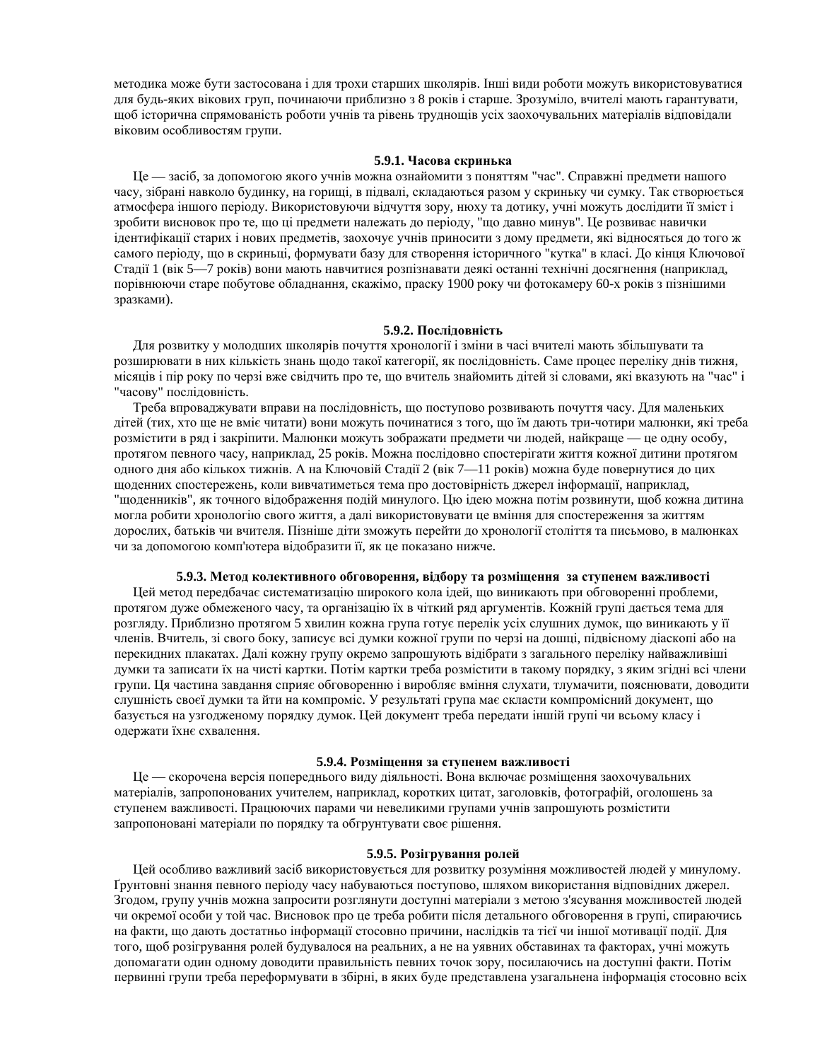методика може бути застосована і для трохи старших школярів. Інші види роботи можуть використовуватися для будь-яких вікових груп, починаючи приблизно з 8 років і старше. Зрозуміло, вчителі мають гарантувати, щоб історична спрямованість роботи учнів та рівень труднощів усіх заохочувальних матеріалів відповідали віковим особливостям групи.

### 5.9.1. Часова скринька

Це — засіб, за допомогою якого учнів можна ознайомити з поняттям "час". Справжні предмети нашого часу, зібрані навколо будинку, на горищі, в підвалі, складаються разом у скриньку чи сумку. Так створюється атмосфера іншого періоду. Використовуючи відчуття зору, нюху та дотику, учні можуть дослідити її зміст і зробити висновок про те, що ці предмети належать до періоду, "що давно минув". Це розвиває навички ідентифікації старих і нових предметів, заохочує учнів приносити з дому предмети, які відносяться до того ж самого періоду, що в скриньці, формувати базу для створення історичного "кутка" в класі. До кінця Ключової Стадії 1 (вік 5—7 років) вони мають навчитися розпізнавати деякі останні технічні досягнення (наприклад, порівнюючи старе побутове обладнання, скажімо, праску 1900 року чи фотокамеру 60-х років з пізнішими зразками).

### 5.9.2. Послідовність

Для розвитку у молодших школярів почуття хронології і зміни в часі вчителі мають збільшувати та розширювати в них кількість знань щодо такої категорії, як послідовність. Саме процес переліку днів тижня, місяців і пір року по черзі вже свідчить про те, що вчитель знайомить дітей зі словами, які вказують на "час" і "часову" послідовність.

Треба впроваджувати вправи на послідовність, що поступово розвивають почуття часу. Для маленьких дітей (тих, хто ще не вміє читати) вони можуть починатися з того, що їм дають три-чотири малюнки, які треба розмістити в ряд і закріпити. Малюнки можуть зображати предмети чи людей, найкраще — це одну особу, протягом певного часу, наприклад, 25 років. Можна послідовно спостерігати життя кожної дитини протягом одного дня або кількох тижнів. А на Ключовій Стадії 2 (вік 7—11 років) можна буде повернутися до цих щоденних спостережень, коли вивчатиметься тема про достовірність джерел інформації, наприклад, "щоденників", як точного відображення подій минулого. Цю ідею можна потім розвинути, щоб кожна дитина могла робити хронологію свого життя, а далі використовувати це вміння для спостереження за життям дорослих, батьків чи вчителя. Пізніше діти зможуть перейти до хронології століття та письмово, в малюнках чи за допомогою комп'ютера відобразити її, як це показано нижче.

### 5.9.3. Метод колективного обговорення, відбору та розміщення за ступенем важливості

Цей метод передбачає систематизацію широкого кола ідей, що виникають при обговоренні проблеми, протягом дуже обмеженого часу, та організацію їх в чіткий ряд аргументів. Кожній групі дається тема для розгляду. Приблизно протягом 5 хвилин кожна група готує перелік усіх слушних думок, що виникають у її членів. Вчитель, зі свого боку, записує всі думки кожної групи по черзі на дошці, підвісному діаскопі або на перекидних плакатах. Далі кожну групу окремо запрошують відібрати з загального переліку найважливіші думки та записати їх на чисті картки. Потім картки треба розмістити в такому порядку, з яким згідні всі члени групи. Ця частина завдання сприяє обговоренню і виробляє вміння слухати, тлумачити, пояснювати, доводити слушність своєї думки та йти на компроміс. У результаті група має скласти компромісний документ, що базується на узгодженому порядку думок. Цей документ треба передати іншій групі чи всьому класу і одержати їхнє схвалення.

### 5.9.4. Розміщення за ступенем важливості

Це — скорочена версія попереднього виду діяльності. Вона включає розміщення заохочувальних матеріалів, запропонованих учителем, наприклад, коротких цитат, заголовків, фотографій, оголошень за ступенем важливості. Працюючих парами чи невеликими групами учнів запрошують розмістити запропоновані матеріали по порядку та обгрунтувати своє рішення.

### 5.9.5. Розігрування ролей

Цей особливо важливий засіб використовується для розвитку розуміння можливостей людей у минулому. Ґрунтовні знання певного періоду часу набуваються поступово, шляхом використання відповідних джерел. Згодом, групу учнів можна запросити розглянути доступні матеріали з метою з'ясування можливостей людей чи окремої особи у той час. Висновок про це треба робити після детального обговорення в групі, спираючись на факти, що дають достатньо інформації стосовно причини, наслідків та тієї чи іншої мотивації події. Для того, щоб розігрування ролей будувалося на реальних, а не на уявних обставинах та факторах, учні можуть допомагати один одному доводити правильність певних точок зору, посилаючись на доступні факти. Потім первинні групи треба переформувати в збірні, в яких буде представлена узагальнена інформація стосовно всіх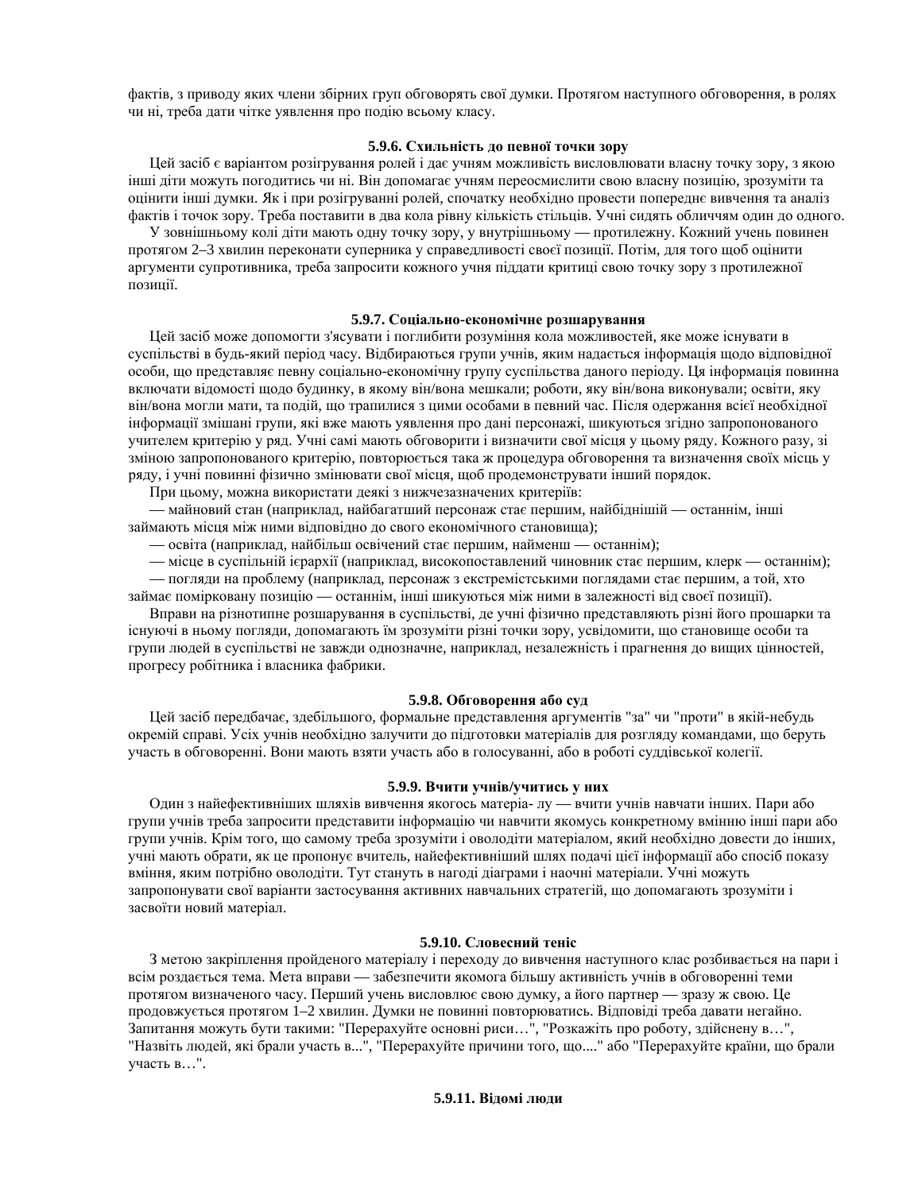фактів, з приводу яких члени збірних груп обговорять свої думки. Протягом наступного обговорення, в ролях чи ні, треба дати чітке уявлення про подію всьому класу.

#### 5.9.6. Схильність до певної точки зору

Цей засіб є варіантом розігрування ролей і дає учням можливість висловлювати власну точку зору, з якою інші діти можуть погодитись чи ні. Він допомагає учням переосмислити свою власну позицію, зрозуміти та оцінити інші думки. Як і при розігруванні ролей, спочатку необхідно провести попереднє вивчення та аналіз фактів і точок зору. Треба поставити в два кола рівну кількість стільців. Учні сидять обличчям один до одного.

У зовнішньому колі діти мають одну точку зору, у внутрішньому — протилежну. Кожний учень повинен протягом 2–3 хвилин переконати суперника у справедливості своєї позиції. Потім, для того щоб оцінити аргументи супротивника, треба запросити кожного учня піддати критиці свою точку зору з протилежної позиції.

#### 5.9.7. Соціально-економічне розшарування

Цей засіб може допомогти з'ясувати і поглибити розуміння кола можливостей, яке може існувати в суспільстві в будь-який період часу. Відбираються групи учнів, яким надається інформація щодо відповідної особи, що представляє певну соціально-економічну групу суспільства даного періоду. Ця інформація повинна включати відомості щодо будинку, в якому він/вона мешкали; роботи, яку він/вона виконували; освіти, яку він/вона могли мати, та подій, що трапилися з цими особами в певний час. Після одержання всієї необхідної інформації змішані групи, які вже мають уявлення про дані персонажі, шикуються згідно запропонованого учителем критерію у ряд. Учні самі мають обговорити і визначити свої місця у цьому ряду. Кожного разу, зі зміною запропонованого критерію, повторюється така ж процедура обговорення та визначення своїх місць у ряду, і учні повинні фізично змінювати свої місця, щоб продемонструвати інший порядок.

При цьому, можна використати деякі з нижчезазначених критеріїв:

— майновий стан (наприклад, найбагатший персонаж стає першим, найбіднішій — останнім, інші займають місця між ними відповідно до свого економічного становища);

— освіта (наприклад, найбільш освічений стає першим, найменш — останнім);

— місце в суспільній ієрархії (наприклад, високопоставлений чиновник стає першим, клерк — останнім);

— погляди на проблему (наприклад, персонаж з екстремістськими поглядами стає першим, а той, хто займає помірковану позицію — останнім, інші шикуються між ними в залежності від своєї позиції).

Вправи на різнотипне розшарування в суспільстві, де учні фізично представляють різні його прошарки та існуючі в ньому погляди, допомагають їм зрозуміти різні точки зору, усвідомити, що становище особи та групи людей в суспільстві не завжди однозначне, наприклад, незалежність і прагнення до вищих цінностей, прогресу робітника і власника фабрики.

#### 5.9.8. Обговорення або суд

Цей засіб передбачає, здебільшого, формальне представлення аргументів "за" чи "проти" в якій-небудь окремій справі. Усіх учнів необхідно залучити до підготовки матеріалів для розгляду командами, що беруть участь в обговоренні. Вони мають взяти участь або в голосуванні, або в роботі суддівської колегії.

#### 5.9.9. Вчити учнів/учитись у них

Один з найефективніших шляхів вивчення якогось матеріа- лу — вчити учнів навчати інших. Пари або групи учнів треба запросити представити інформацію чи навчити якомусь конкретному вмінню інші пари або групи учнів. Крім того, що самому треба зрозуміти і оволодіти матеріалом, який необхідно довести до інших, учні мають обрати, як це пропонує вчитель, найефективніший шлях подачі цієї інформації або спосіб показу вміння, яким потрібно оволодіти. Тут стануть в нагоді діаграми і наочні матеріали. Учні можуть запропонувати свої варіанти застосування активних навчальних стратегій, що допомагають зрозуміти і засвоїти новий матеріал.

#### 5.9.10. Словесний теніс

З метою закріплення пройденого матеріалу і переходу до вивчення наступного клас розбивається на пари і всім роздається тема. Мета вправи — забезпечити якомога більшу активність учнів в обговоренні теми протягом визначеного часу. Перший учень висловлює свою думку, а його партнер — зразу ж свою. Це продовжується протягом 1–2 хвилин. Думки не повинні повторюватись. Відповіді треба давати негайно. Запитання можуть бути такими: "Перерахуйте основні риси…", "Розкажіть про роботу, здійснену в…", "Назвіть людей, які брали участь в...", "Перерахуйте причини того, що...." або "Перерахуйте країни, що брали участь в…".

#### 5.9.11. Відомі люди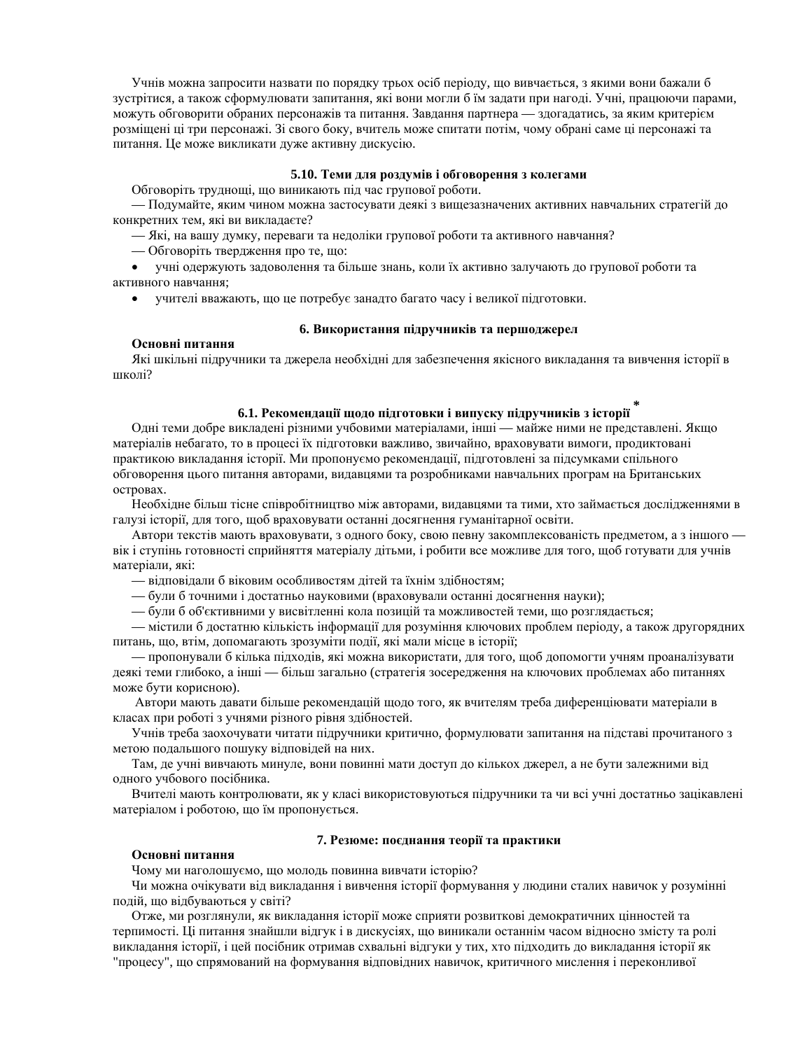Учнів можна запросити назвати по порядку трьох осіб періоду, що вивчається, з якими вони бажали б зустрітися, а також сформулювати запитання, які вони могли б їм задати при нагоді. Учні, працюючи парами, можуть обговорити обраних персонажів та питання. Завдання партнера — здогадатись, за яким критерієм розміщені ці три персонажі. Зі свого боку, вчитель може спитати потім, чому обрані саме ці персонажі та питання. Це може викликати дуже активну дискусію.

### 5.10. Теми для роздумів і обговорення з колегами

Обговоріть труднощі, що виникають під час групової роботи.

— Подумайте, яким чином можна застосувати деякі з вищезазначених активних навчальних стратегій до конкретних тем, які ви викладаєте?

— Які, на вашу думку, переваги та недоліки групової роботи та активного навчання?

— Обговоріть твердження про те, що:

- учні одержують задоволення та більше знань, коли їх активно залучають до групової роботи та активного навчання;
- учителі вважають, що це потребує занадто багато часу і великої підготовки.

## 6. Використання підручників та першоджерел

**Основні питання**

Які шкільні підручники та джерела необхідні для забезпечення якісного викладання та вивчення історії в школі?

### 6.1. Рекомендації щодо підготовки і випуску підручників з історії*

Одні теми добре викладені різними учбовими матеріалами, інші — майже ними не представлені. Якщо матеріалів небагато, то в процесі їх підготовки важливо, звичайно, враховувати вимоги, продиктовані практикою викладання історії. Ми пропонуємо рекомендації, підготовлені за підсумками спільного обговорення цього питання авторами, видавцями та розробниками навчальних програм на Британських островах.

Необхідне більш тісне співробітництво між авторами, видавцями та тими, хто займається дослідженнями в галузі історії, для того, щоб враховувати останні досягнення гуманітарної освіти.

Автори текстів мають враховувати, з одного боку, свою певну закомплексованість предметом, а з іншого — вік і ступінь готовності сприйняття матеріалу дітьми, і робити все можливе для того, щоб готувати для учнів матеріали, які:

— відповідали б віковим особливостям дітей та їхнім здібностям;

— були б точними і достатньо науковими (враховували останні досягнення науки);

— були б об'єктивними у висвітленні кола позицій та можливостей теми, що розглядається;

— містили б достатню кількість інформації для розуміння ключових проблем періоду, а також другорядних питань, що, втім, допомагають зрозуміти події, які мали місце в історії;

— пропонували б кілька підходів, які можна використати, для того, щоб допомогти учням проаналізувати деякі теми глибоко, а інші — більш загально (стратегія зосередження на ключових проблемах або питаннях може бути корисною).

Автори мають давати більше рекомендацій щодо того, як вчителям треба диференціювати матеріали в класах при роботі з учнями різного рівня здібностей.

Учнів треба заохочувати читати підручники критично, формулювати запитання на підставі прочитаного з метою подальшого пошуку відповідей на них.

Там, де учні вивчають минуле, вони повинні мати доступ до кількох джерел, а не бути залежними від одного учбового посібника.

Вчителі мають контролювати, як у класі використовуються підручники та чи всі учні достатньо зацікавлені матеріалом і роботою, що їм пропонується.

## 7. Резюме: поєднання теорії та практики

**Основні питання**

Чому ми наголошуємо, що молодь повинна вивчати історію?

Чи можна очікувати від викладання і вивчення історії формування у людини сталих навичок у розумінні подій, що відбуваються у світі?

Отже, ми розглянули, як викладання історії може сприяти розвиткові демократичних цінностей та терпимості. Ці питання знайшли відгук і в дискусіях, що виникали останнім часом відносно змісту та ролі викладання історії, і цей посібник отримав схвальні відгуки у тих, хто підходить до викладання історії як "процесу", що спрямований на формування відповідних навичок, критичного мислення і переконливої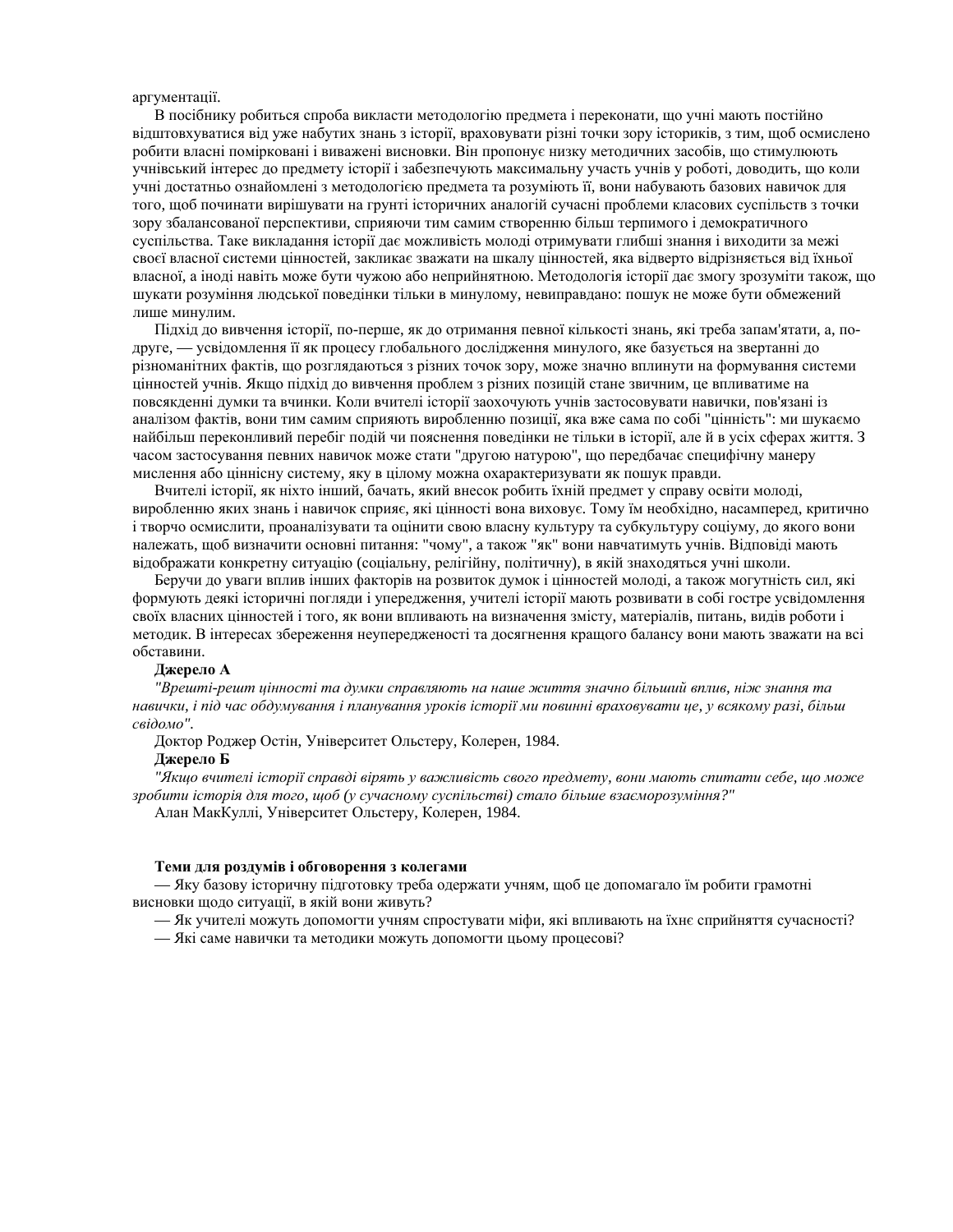аргументації.

В посібнику робиться спроба викласти методологію предмета і переконати, що учні мають постійно відштовхуватися від уже набутих знань з історії, враховувати різні точки зору істориків, з тим, щоб осмислено робити власні поміркований і виважені висновки. Він пропонує низку методичних засобів, що стимулюють учнівський інтерес до предмету історії і забезпечують максимальну участь учнів у роботі, доводить, що коли учні достатньо ознайомлені з методологією предмета та розуміють її, вони набувають базових навичок для того, щоб починати вирішувати на грунті історичних аналогій сучасні проблеми класових суспільств з точки зору збалансованої перспективи, сприяючи тим самим створенню більш терпимого і демократичного суспільства. Таке викладання історії дає можливість молоді отримувати глибші знання і виходити за межі своєї власної системи цінностей, закликає зважати на шкалу цінностей, яка відверто відрізняється від їхньої власної, а іноді навіть може бути чужою або неприйнятною. Методологія історії дає змогу зрозуміти також, що шукати розуміння людської поведінки тільки в минулому, невиправдано: пошук не може бути обмежений лише минулим.

Підхід до вивчення історії, по-перше, як до отримання певної кількості знань, які треба запам'ятати, а, по-друге, — усвідомлення її як процесу глобального дослідження минулого, яке базується на звертанні до різноманітних фактів, що розглядаються з різних точок зору, може значно вплинути на формування системи цінностей учнів. Якщо підхід до вивчення проблем з різних позицій стане звичним, це впливатиме на повсякденні думки та вчинки. Коли вчителі історії заохочують учнів застосовувати навички, пов'язані із аналізом фактів, вони тим самим сприяють виробленню позиції, яка вже сама по собі "цінність": ми шукаємо найбільш переконливий перебіг подій чи пояснення поведінки не тільки в історії, але й в усіх сферах життя. З часом застосування певних навичок може стати "другою натурою", що передбачає специфічну манеру мислення або ціннісну систему, яку в цілому можна охарактеризувати як пошук правди.

Вчителі історії, як ніхто інший, бачать, який внесок робить їхній предмет у справу освіти молоді, виробленню яких знань і навичок сприяє, які цінності вона виховує. Тому їм необхідно, насамперед, критично і творчо осмислити, проаналізувати та оцінити свою власну культуру та субкультуру соціуму, до якого вони належать, щоб визначити основні питання: "чому", а також "як" вони навчатимуть учнів. Відповіді мають відображати конкретну ситуацію (соціальну, релігійну, політичну), в якій знаходяться учні школи.

Беручи до уваги вплив інших факторів на розвиток думок і цінностей молоді, а також могутність сил, які формують деякі історичні погляди і упередження, учителі історії мають розвивати в собі гостре усвідомлення своїх власних цінностей і того, як вони впливають на визначення змісту, матеріалів, питань, видів роботи і методик. В інтересах збереження неупередженості та досягнення кращого балансу вони мають зважати на всі обставини.

**Джерело А**

*"Врешті-решт цінності та думки справляють на наше життя значно більший вплив, ніж знання та навички, і під час обдумування і планування уроків історії ми повинні враховувати це, у всякому разі, більш свідомо".*

Доктор Роджер Остін, Університет Ольстеру, Колерен, 1984.

**Джерело Б**

*"Якщо вчителі історії справді вірять у важливість свого предмету, вони мають спитати себе, що може зробити історія для того, щоб (у сучасному суспільстві) стало більше взаєморозуміння?"*

Алан МакКуллі, Університет Ольстеру, Колерен, 1984.

**Теми для роздумів і обговорення з колегами**

— Яку базову історичну підготовку треба одержати учням, щоб це допомагало їм робити грамотні висновки щодо ситуації, в якій вони живуть?

— Як учителі можуть допомогти учням спростувати міфи, які впливають на їхнє сприйняття сучасності?

— Які саме навички та методики можуть допомогти цьому процесові?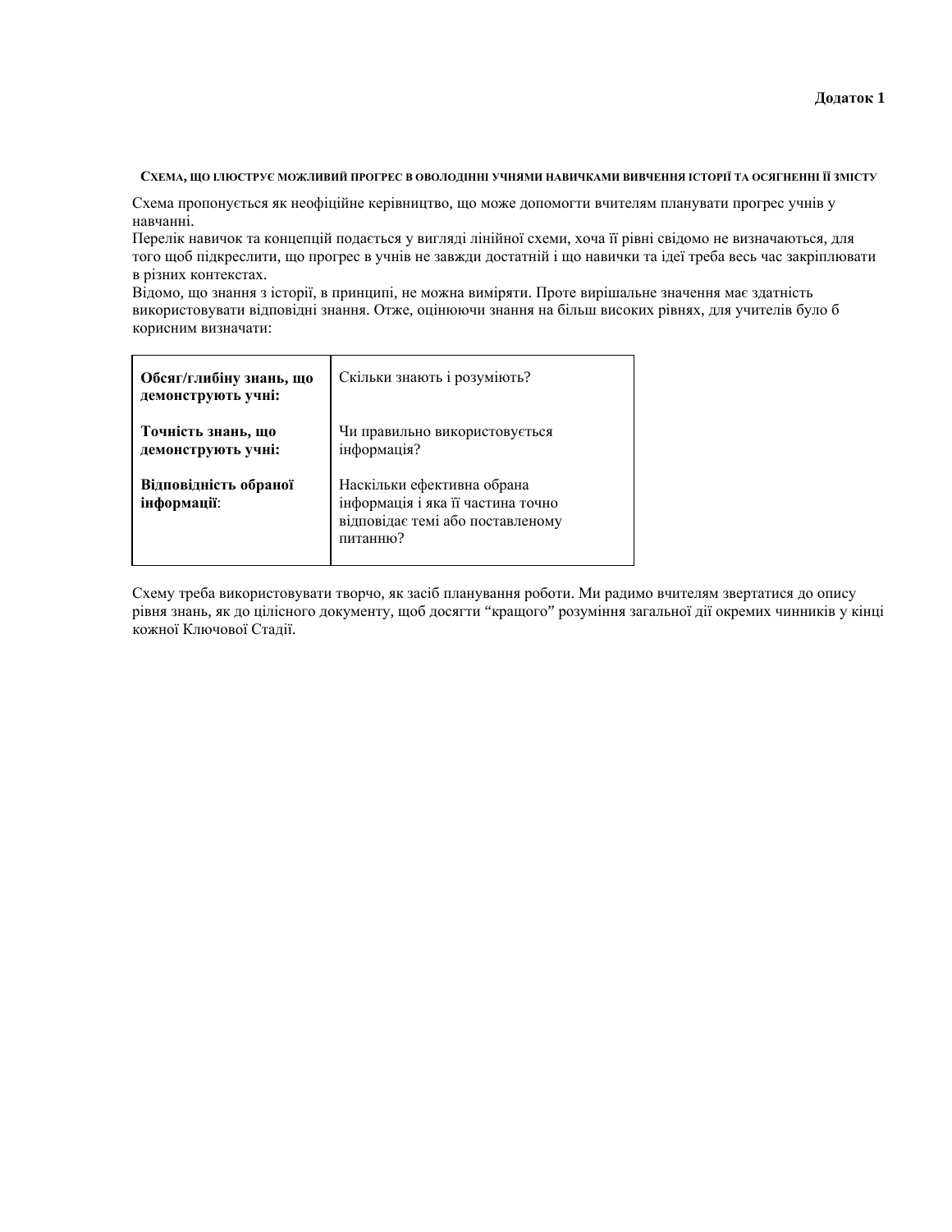**Додаток 1**

### СХЕМА, ЩО ІЛЮСТРУЄ МОЖЛИВИЙ ПРОГРЕС В ОВОЛОДІННІ УЧНЯМИ НАВИЧКАМИ ВИВЧЕННЯ ІСТОРІЇ ТА ОСЯГНЕННІ ЇЇ ЗМІСТУ

Схема пропонується як неофіційне керівництво, що може допомогти вчителям планувати прогрес учнів у навчанні.
Перелік навичок та концепцій подається у вигляді лінійної схеми, хоча її рівні свідомо не визначаються, для того щоб підкреслити, що прогрес в учнів не завжди достатній і що навички та ідеї треба весь час закріплювати в різних контекстах.
Відомо, що знання з історії, в принципі, не можна виміряти. Проте вирішальне значення має здатність використовувати відповідні знання. Отже, оцінюючи знання на більш високих рівнях, для учителів було б корисним визначати:

| | |
|---|---|
| **Обсяг/глибину знань, що демонструють учні:** | Скільки знають і розуміють? |
| **Точність знань, що демонструють учні:** | Чи правильно використовується інформація? |
| **Відповідність обраної інформації**: | Наскільки ефективна обрана інформація і яка її частина точно відповідає темі або поставленому питанню? |

Схему треба використовувати творчо, як засіб планування роботи. Ми радимо вчителям звертатися до опису рівня знань, як до цілісного документу, щоб досягти “кращого” розуміння загальної дії окремих чинників у кінці кожної Ключової Стадії.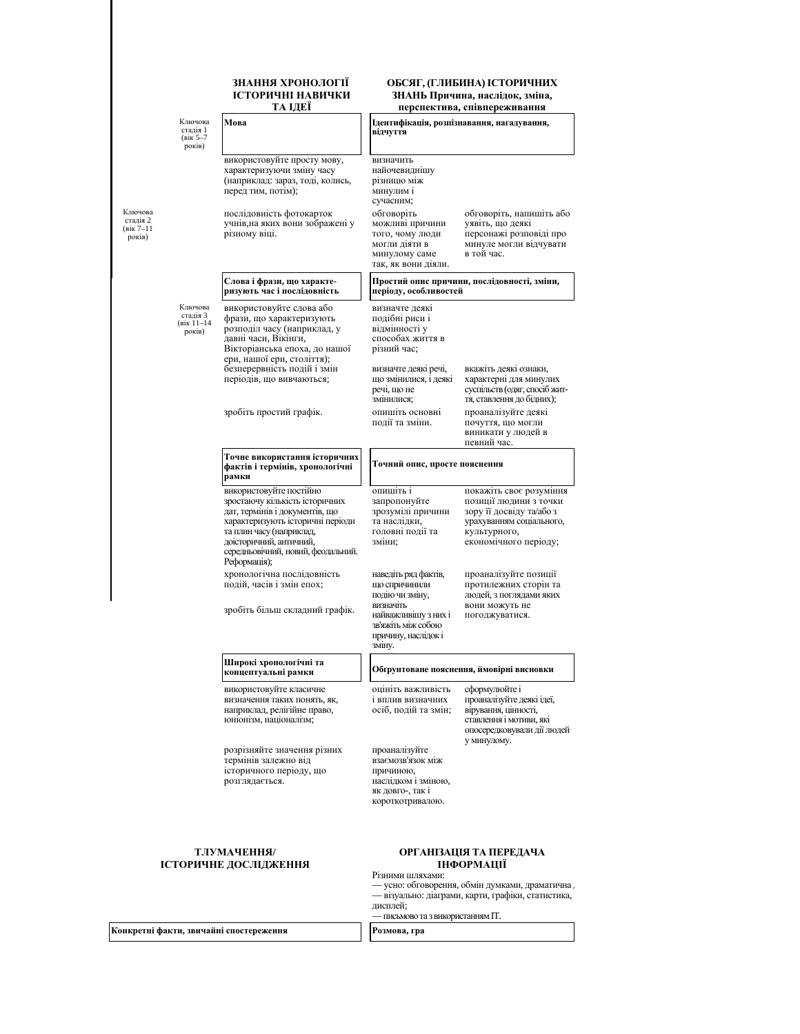| | ЗНАННЯ ХРОНОЛОГІЇ ІСТОРИЧНІ НАВИЧКИ ТА ІДЕЇ | ОБСЯГ, (ГЛИБИНА) ІСТОРИЧНИХ ЗНАНЬ Причина, наслідок, зміна, перспектива, співпереживання | |
|---|---|---|---|
| Ключова стадія 1 (вік 5–7 років) | **Мова** | **Ідентифікація, розпізнавання, нагадування, відчуття** | |
| | використовуйте просту мову, характеризуючи зміну часу (наприклад: зараз, тоді, колись, перед тим, потім); | визначить найочевиднішу різницю між минулим і сучасним; | |
| Ключова стадія 2 (вік 7–11 років) | послідовність фотокарток учнів,на яких вони зображені у різному віці. | обговоріть можливі причини того, чому люди могли діяти в минулому саме так, як вони діяли. | обговоріть, напишіть або уявіть, що деякі персонажі розповіді про минуле могли відчувати в той час. |
| | **Слова і фрази, що характеризують час і послідовність** | **Простий опис причини, послідовності, зміни, періоду, особливостей** | |
| Ключова стадія 3 (вік 11–14 років) | використовуйте слова або фрази, що характеризують розподіл часу (наприклад, у давні часи, Вікінги, Вікторіанська епоха, до нашої ери, нашої ери, століття); | визначте деякі подібні риси і відмінності у способах життя в різний час; | |
| | безперервність подій і змін періодів, що вивчаються; | визначте деякі речі, що змінилися, і деякі речі, що не змінилися; | вкажіть деякі ознаки, характерні для минулих суспільств (одяг, спосіб життя, ставлення до бідних); |
| | зробіть простий графік. | опишіть основні події та зміни. | проаналізуйте деякі почуття, що могли виникати у людей в певний час. |
| | **Точне використання історичних фактів і термінів, хронологічні рамки** | **Точний опис, просте пояснення** | |
| | використовуйте постійно зростаючу кількість історичних дат, термінів і документів, що характеризують історичні періоди та плин часу (наприклад, доісторичний, античний, середньовічний, новий, феодальний. Реформація); | опишіть і запропонуйте зрозумілі причини та наслідки, головні події та зміни; | покажіть своє розуміння позиції людини з точки зору її досвіду та/або з урахуванням соціального, культурного, економічного періоду; |
| | хронологічна послідовність подій, часів і змін епох; зробіть більш складний графік. | наведіть ряд фактів, що спричинили подію чи зміну, визначіть найважливішу з них і зв'яжіть між собою причину, наслідок і зміну. | проаналізуйте позиції протилежних сторін та людей, з поглядами яких вони можуть не погоджуватися. |
| | **Широкі хронологічні та концептуальні рамки** | **Обгрунтоване пояснення, ймовірні висновки** | |
| | використовуйте класичне визначення таких понять, як, наприклад, релігійне право, юніонізм, націоналізм; | оцініть важливість і вплив визначних осіб, подій та змін; | сформулюйте і проаналізуйте деякі ідеї, вірування, цінності, ставлення і мотиви, які опосередковували дії людей у минулому. |
| | розрізняйте значення різних термінів залежно від історичного періоду, що розглядається. | проаналізуйте взаємозв'язок між причиною, наслідком і зміною, як довго-, так і короткотривалою. | |

| ТЛУМАЧЕННЯ/ ІСТОРИЧНЕ ДОСЛІДЖЕННЯ | ОРГАНІЗАЦІЯ ТА ПЕРЕДАЧА ІНФОРМАЦІЇ |
|---|---|
| | Різними шляхами:<br>— усно: обговорення, обмін думками, драматична ;<br>— візуально: діаграми, карти, графіки, статистика, дисплей;<br>— письмово та з використанням IT. |
| **Конкретні факти, звичайні спостереження** | **Розмова, гра** |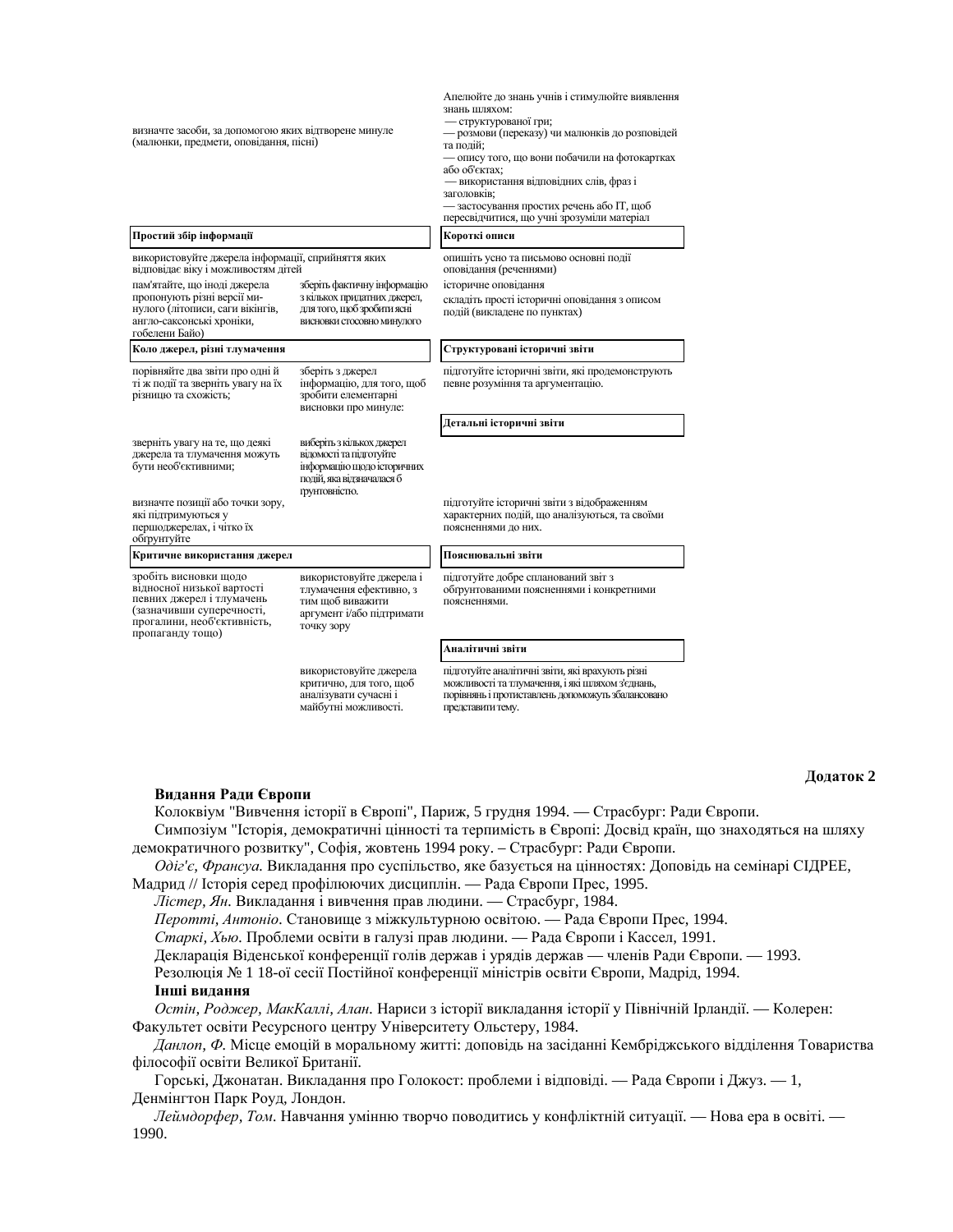| | | |
|---|---|---|
| визначте засоби, за допомогою яких відтворене минуле (малюнки, предмети, оповідання, пісні) | | Апелюйте до знань учнів і стимулюйте виявлення знань шляхом:<br>— структурованої гри;<br>— розмови (переказу) чи малюнків до розповідей та подій;<br>— опису того, що вони побачили на фотокартках або об'єктах;<br>— використання відповідних слів, фраз і заголовків;<br>— застосування простих речень або ІТ, щоб пересвідчитися, що учні зрозуміли матеріал |
| **Простий збір інформації** | | **Короткі описи** |
| використовуйте джерела інформації, сприйняття яких відповідає віку і можливостям дітей | | опишіть усно та письмово основні події оповідання (реченнями) |
| пам'ятайте, що іноді джерела пропонують різні версії минулого (літописи, саги вікінгів, англо-саксонські хроніки, гобелени Байо) | зберіть фактичну інформацію з кількох придатних джерел, для того, щоб зробити ясні висновки стосовно минулого | історичне оповідання<br>складіть прості історичні оповідання з описом подій (викладене по пунктах) |
| **Коло джерел, різні тлумачення** | | **Структуровані історичні звіти** |
| порівняйте два звіти про одні й ті ж події та зверніть увагу на їх різницю та схожість; | зберіть з джерел інформацію, для того, щоб зробити елементарні висновки про минуле: | підготуйте історичні звіти, які продемонструють певне розуміння та аргументацію. |
| | | **Детальні історичні звіти** |
| зверніть увагу на те, що деякі джерела та тлумачення можуть бути необ'єктивними; | виберіть з кількох джерел відомості та підготуйте інформацію щодо історичних подій, яка відзначалася б ґрунтовністю. | |
| визначте позиції або точки зору, які підтримуються у першоджерелах, і чітко їх обґрунтуйте | | підготуйте історичні звіти з відображенням характерних подій, що аналізуються, та своїми поясненнями до них. |
| **Критичне використання джерел** | | **Пояснювальні звіти** |
| зробіть висновки щодо відносної низької вартості певних джерел і тлумачень (зазначивши суперечності, прогалини, необ'єктивність, пропаганду тощо) | використовуйте джерела і тлумачення ефективно, з тим щоб виважити аргумент і/або підтримати точку зору | підготуйте добре спланований звіт з обґрунтованими поясненнями і конкретними поясненнями. |
| | | **Аналітичні звіти** |
| | використовуйте джерела критично, для того, щоб аналізувати сучасні і майбутні можливості. | підготуйте аналітичні звіти, які врахують різні можливості та тлумачення, і які шляхом з'єднань, порівнянь і протиставлень допоможуть збалансовано представити тему. |

Додаток 2

**Видання Ради Європи**

Колоквіум "Вивчення історії в Європі", Париж, 5 грудня 1994. — Страсбург: Ради Європи.

Симпозіум "Історія, демократичні цінності та терпимість в Європі: Досвід країн, що знаходяться на шляху демократичного розвитку", Софія, жовтень 1994 року. – Страсбург: Ради Європи.

*Одіг'є, Франсуа*. Викладання про суспільство, яке базується на цінностях: Доповідь на семінарі СІДРЕЕ, Мадрид // Історія серед профілюючих дисциплін. — Рада Європи Прес, 1995.

*Лістер, Ян*. Викладання і вивчення прав людини. — Страсбург, 1984.

*Перотті, Антоніо*. Становище з міжкультурною освітою. — Рада Європи Прес, 1994.

*Старкі, Хью*. Проблеми освіти в галузі прав людини. — Рада Європи і Кассел, 1991.

Декларація Віденської конференції голів держав і урядів держав — членів Ради Європи. — 1993.

Резолюція № 1 18-ої сесії Постійної конференції міністрів освіти Європи, Мадрід, 1994.

**Інші видання**

*Остін, Роджер, МакКаллі, Алан*. Нариси з історії викладання історії у Північній Ірландії. — Колерен: Факультет освіти Ресурсного центру Університету Ольстеру, 1984.

*Данлоп, Ф.* Місце емоцій в моральному житті: доповідь на засіданні Кембріджського відділення Товариства філософії освіти Великої Британії.

Горські, Джонатан. Викладання про Голокост: проблеми і відповіді. — Рада Європи і Джуз. — 1, Денмінгтон Парк Роуд, Лондон.

*Леймдорфер, Том*. Навчання умінню творчо поводитись у конфліктній ситуації. — Нова ера в освіті. — 1990.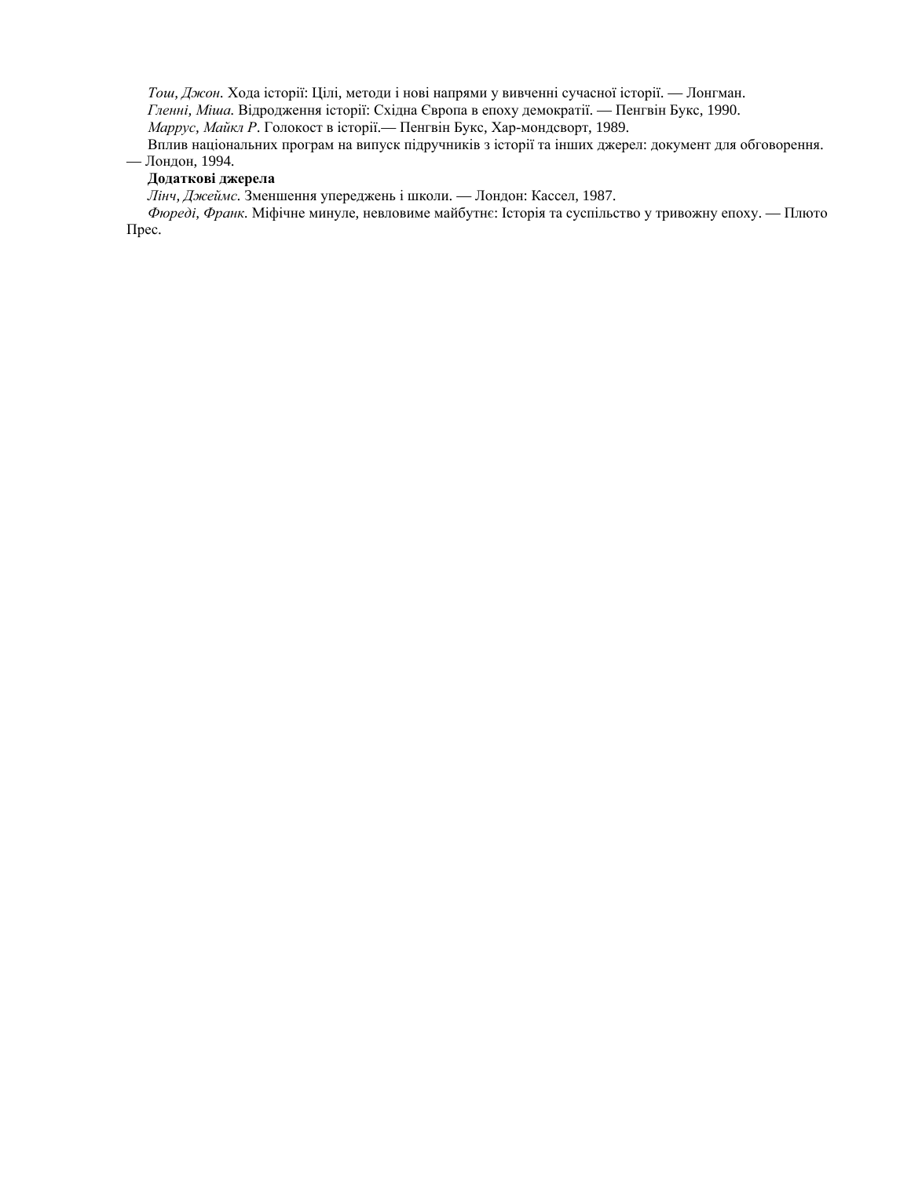*Тош, Джон.* Хода історії: Цілі, методи і нові напрями у вивченні сучасної історії. — Лонгман.

*Гленні, Міша.* Відродження історії: Східна Європа в епоху демократії. — Пенгвін Букс, 1990.

*Маррус, Майкл Р.* Голокост в історії.— Пенгвін Букс, Хар-мондсворт, 1989.

Вплив національних програм на випуск підручників з історії та інших джерел: документ для обговорення. — Лондон, 1994.

**Додаткові джерела**

*Лінч, Джеймс.* Зменшення упереджень і школи. — Лондон: Кассел, 1987.

*Фюреді, Франк.* Міфічне минуле, невловиме майбутнє: Історія та суспільство у тривожну епоху. — Плюто Прес.